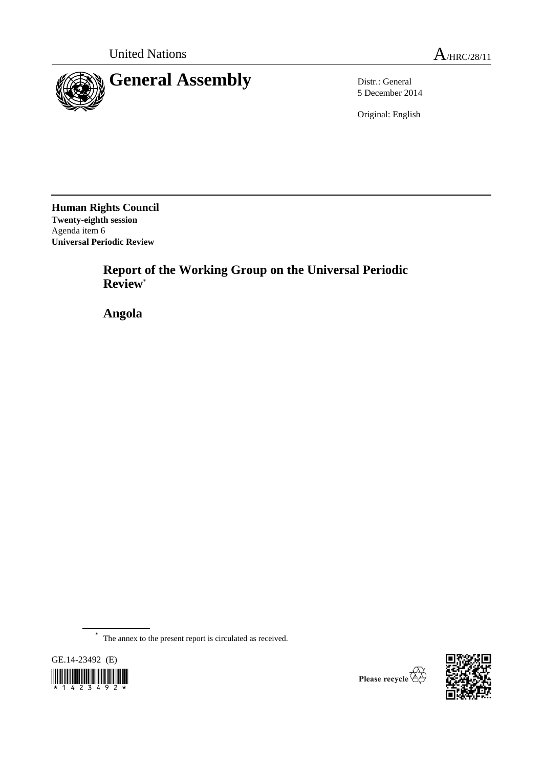United Nations A/HRC/28/11

# General Assembly

Distr.: General
5 December 2014

Original: English

**Human Rights Council**
**Twenty-eighth session**
Agenda item 6
**Universal Periodic Review**

## Report of the Working Group on the Universal Periodic Review*

## Angola

* The annex to the present report is circulated as received.

GE.14-23492 (E)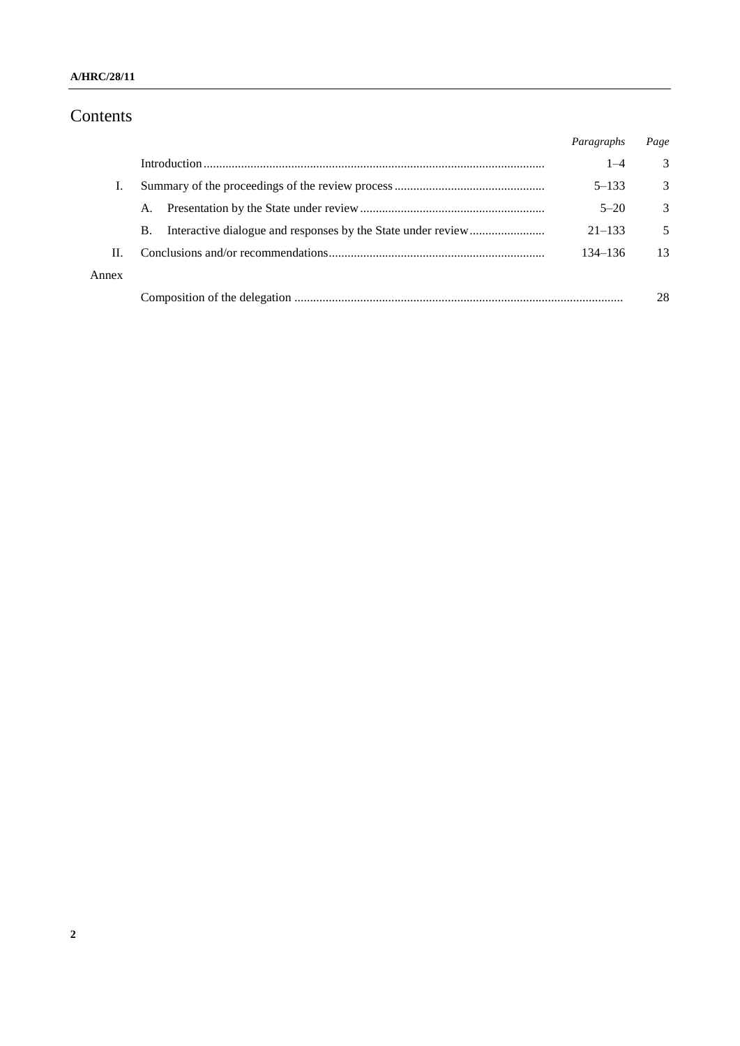# Contents

| | | Paragraphs | Page |
|---|---|---|---|
| | Introduction | 1–4 | 3 |
| I. | Summary of the proceedings of the review process | 5–133 | 3 |
| | A. Presentation by the State under review | 5–20 | 3 |
| | B. Interactive dialogue and responses by the State under review | 21–133 | 5 |
| II. | Conclusions and/or recommendations | 134–136 | 13 |
| Annex | | | |
| | Composition of the delegation | | 28 |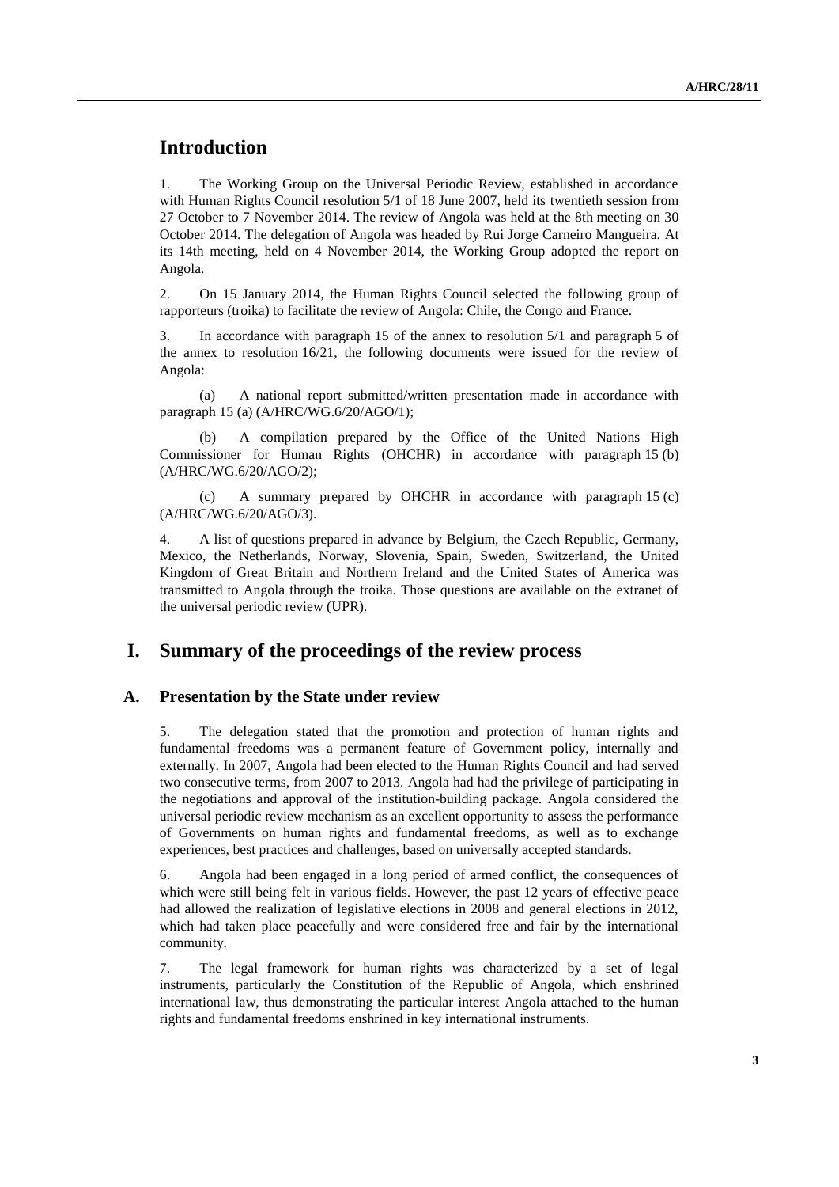# Introduction

1. The Working Group on the Universal Periodic Review, established in accordance with Human Rights Council resolution 5/1 of 18 June 2007, held its twentieth session from 27 October to 7 November 2014. The review of Angola was held at the 8th meeting on 30 October 2014. The delegation of Angola was headed by Rui Jorge Carneiro Mangueira. At its 14th meeting, held on 4 November 2014, the Working Group adopted the report on Angola.

2. On 15 January 2014, the Human Rights Council selected the following group of rapporteurs (troika) to facilitate the review of Angola: Chile, the Congo and France.

3. In accordance with paragraph 15 of the annex to resolution 5/1 and paragraph 5 of the annex to resolution 16/21, the following documents were issued for the review of Angola:

(a) A national report submitted/written presentation made in accordance with paragraph 15 (a) (A/HRC/WG.6/20/AGO/1);

(b) A compilation prepared by the Office of the United Nations High Commissioner for Human Rights (OHCHR) in accordance with paragraph 15 (b) (A/HRC/WG.6/20/AGO/2);

(c) A summary prepared by OHCHR in accordance with paragraph 15 (c) (A/HRC/WG.6/20/AGO/3).

4. A list of questions prepared in advance by Belgium, the Czech Republic, Germany, Mexico, the Netherlands, Norway, Slovenia, Spain, Sweden, Switzerland, the United Kingdom of Great Britain and Northern Ireland and the United States of America was transmitted to Angola through the troika. Those questions are available on the extranet of the universal periodic review (UPR).

# I. Summary of the proceedings of the review process

## A. Presentation by the State under review

5. The delegation stated that the promotion and protection of human rights and fundamental freedoms was a permanent feature of Government policy, internally and externally. In 2007, Angola had been elected to the Human Rights Council and had served two consecutive terms, from 2007 to 2013. Angola had had the privilege of participating in the negotiations and approval of the institution-building package. Angola considered the universal periodic review mechanism as an excellent opportunity to assess the performance of Governments on human rights and fundamental freedoms, as well as to exchange experiences, best practices and challenges, based on universally accepted standards.

6. Angola had been engaged in a long period of armed conflict, the consequences of which were still being felt in various fields. However, the past 12 years of effective peace had allowed the realization of legislative elections in 2008 and general elections in 2012, which had taken place peacefully and were considered free and fair by the international community.

7. The legal framework for human rights was characterized by a set of legal instruments, particularly the Constitution of the Republic of Angola, which enshrined international law, thus demonstrating the particular interest Angola attached to the human rights and fundamental freedoms enshrined in key international instruments.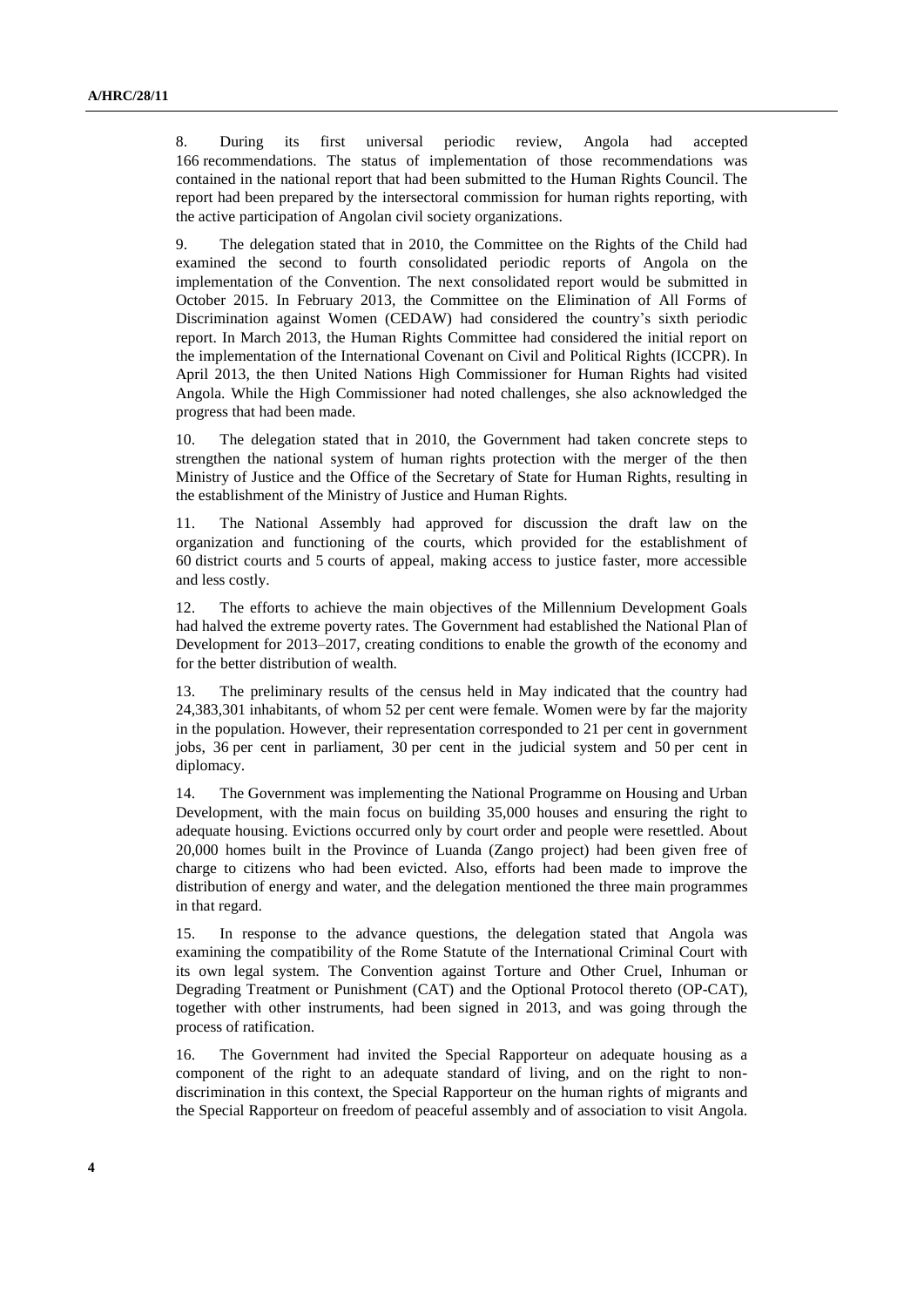8. During its first universal periodic review, Angola had accepted 166 recommendations. The status of implementation of those recommendations was contained in the national report that had been submitted to the Human Rights Council. The report had been prepared by the intersectoral commission for human rights reporting, with the active participation of Angolan civil society organizations.

9. The delegation stated that in 2010, the Committee on the Rights of the Child had examined the second to fourth consolidated periodic reports of Angola on the implementation of the Convention. The next consolidated report would be submitted in October 2015. In February 2013, the Committee on the Elimination of All Forms of Discrimination against Women (CEDAW) had considered the country's sixth periodic report. In March 2013, the Human Rights Committee had considered the initial report on the implementation of the International Covenant on Civil and Political Rights (ICCPR). In April 2013, the then United Nations High Commissioner for Human Rights had visited Angola. While the High Commissioner had noted challenges, she also acknowledged the progress that had been made.

10. The delegation stated that in 2010, the Government had taken concrete steps to strengthen the national system of human rights protection with the merger of the then Ministry of Justice and the Office of the Secretary of State for Human Rights, resulting in the establishment of the Ministry of Justice and Human Rights.

11. The National Assembly had approved for discussion the draft law on the organization and functioning of the courts, which provided for the establishment of 60 district courts and 5 courts of appeal, making access to justice faster, more accessible and less costly.

12. The efforts to achieve the main objectives of the Millennium Development Goals had halved the extreme poverty rates. The Government had established the National Plan of Development for 2013–2017, creating conditions to enable the growth of the economy and for the better distribution of wealth.

13. The preliminary results of the census held in May indicated that the country had 24,383,301 inhabitants, of whom 52 per cent were female. Women were by far the majority in the population. However, their representation corresponded to 21 per cent in government jobs, 36 per cent in parliament, 30 per cent in the judicial system and 50 per cent in diplomacy.

14. The Government was implementing the National Programme on Housing and Urban Development, with the main focus on building 35,000 houses and ensuring the right to adequate housing. Evictions occurred only by court order and people were resettled. About 20,000 homes built in the Province of Luanda (Zango project) had been given free of charge to citizens who had been evicted. Also, efforts had been made to improve the distribution of energy and water, and the delegation mentioned the three main programmes in that regard.

15. In response to the advance questions, the delegation stated that Angola was examining the compatibility of the Rome Statute of the International Criminal Court with its own legal system. The Convention against Torture and Other Cruel, Inhuman or Degrading Treatment or Punishment (CAT) and the Optional Protocol thereto (OP-CAT), together with other instruments, had been signed in 2013, and was going through the process of ratification.

16. The Government had invited the Special Rapporteur on adequate housing as a component of the right to an adequate standard of living, and on the right to non-discrimination in this context, the Special Rapporteur on the human rights of migrants and the Special Rapporteur on freedom of peaceful assembly and of association to visit Angola.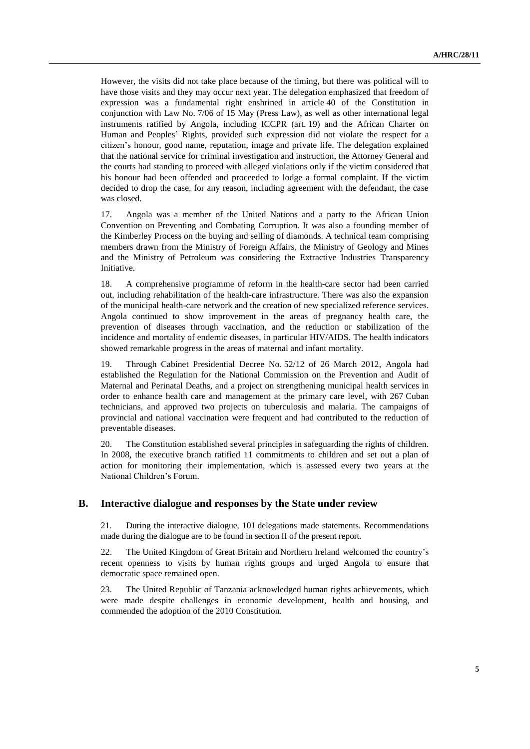However, the visits did not take place because of the timing, but there was political will to have those visits and they may occur next year. The delegation emphasized that freedom of expression was a fundamental right enshrined in article 40 of the Constitution in conjunction with Law No. 7/06 of 15 May (Press Law), as well as other international legal instruments ratified by Angola, including ICCPR (art. 19) and the African Charter on Human and Peoples' Rights, provided such expression did not violate the respect for a citizen's honour, good name, reputation, image and private life. The delegation explained that the national service for criminal investigation and instruction, the Attorney General and the courts had standing to proceed with alleged violations only if the victim considered that his honour had been offended and proceeded to lodge a formal complaint. If the victim decided to drop the case, for any reason, including agreement with the defendant, the case was closed.

17. Angola was a member of the United Nations and a party to the African Union Convention on Preventing and Combating Corruption. It was also a founding member of the Kimberley Process on the buying and selling of diamonds. A technical team comprising members drawn from the Ministry of Foreign Affairs, the Ministry of Geology and Mines and the Ministry of Petroleum was considering the Extractive Industries Transparency Initiative.

18. A comprehensive programme of reform in the health-care sector had been carried out, including rehabilitation of the health-care infrastructure. There was also the expansion of the municipal health-care network and the creation of new specialized reference services. Angola continued to show improvement in the areas of pregnancy health care, the prevention of diseases through vaccination, and the reduction or stabilization of the incidence and mortality of endemic diseases, in particular HIV/AIDS. The health indicators showed remarkable progress in the areas of maternal and infant mortality.

19. Through Cabinet Presidential Decree No. 52/12 of 26 March 2012, Angola had established the Regulation for the National Commission on the Prevention and Audit of Maternal and Perinatal Deaths, and a project on strengthening municipal health services in order to enhance health care and management at the primary care level, with 267 Cuban technicians, and approved two projects on tuberculosis and malaria. The campaigns of provincial and national vaccination were frequent and had contributed to the reduction of preventable diseases.

20. The Constitution established several principles in safeguarding the rights of children. In 2008, the executive branch ratified 11 commitments to children and set out a plan of action for monitoring their implementation, which is assessed every two years at the National Children's Forum.

## B. Interactive dialogue and responses by the State under review

21. During the interactive dialogue, 101 delegations made statements. Recommendations made during the dialogue are to be found in section II of the present report.

22. The United Kingdom of Great Britain and Northern Ireland welcomed the country's recent openness to visits by human rights groups and urged Angola to ensure that democratic space remained open.

23. The United Republic of Tanzania acknowledged human rights achievements, which were made despite challenges in economic development, health and housing, and commended the adoption of the 2010 Constitution.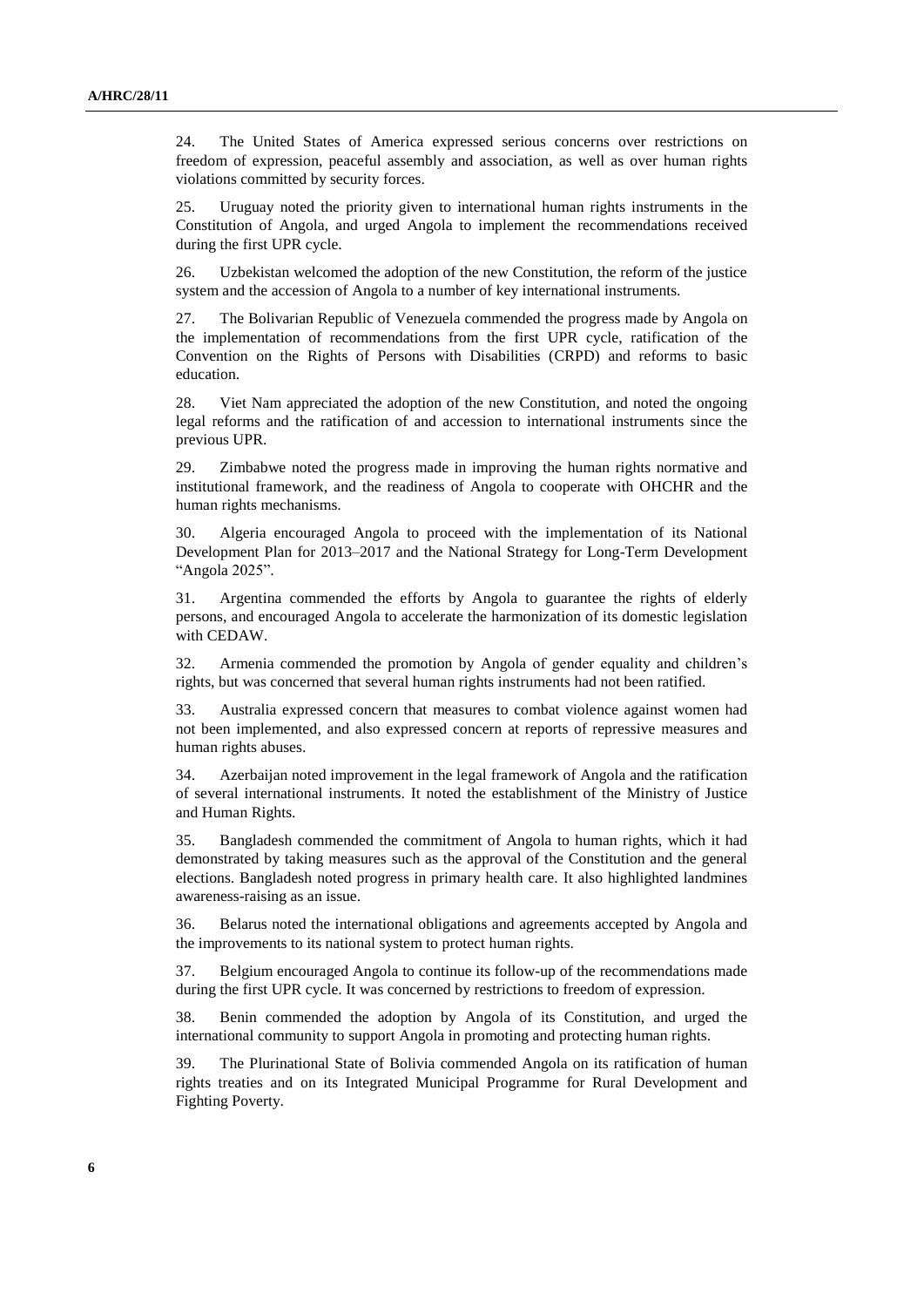24. The United States of America expressed serious concerns over restrictions on freedom of expression, peaceful assembly and association, as well as over human rights violations committed by security forces.

25. Uruguay noted the priority given to international human rights instruments in the Constitution of Angola, and urged Angola to implement the recommendations received during the first UPR cycle.

26. Uzbekistan welcomed the adoption of the new Constitution, the reform of the justice system and the accession of Angola to a number of key international instruments.

27. The Bolivarian Republic of Venezuela commended the progress made by Angola on the implementation of recommendations from the first UPR cycle, ratification of the Convention on the Rights of Persons with Disabilities (CRPD) and reforms to basic education.

28. Viet Nam appreciated the adoption of the new Constitution, and noted the ongoing legal reforms and the ratification of and accession to international instruments since the previous UPR.

29. Zimbabwe noted the progress made in improving the human rights normative and institutional framework, and the readiness of Angola to cooperate with OHCHR and the human rights mechanisms.

30. Algeria encouraged Angola to proceed with the implementation of its National Development Plan for 2013–2017 and the National Strategy for Long-Term Development "Angola 2025".

31. Argentina commended the efforts by Angola to guarantee the rights of elderly persons, and encouraged Angola to accelerate the harmonization of its domestic legislation with CEDAW.

32. Armenia commended the promotion by Angola of gender equality and children's rights, but was concerned that several human rights instruments had not been ratified.

33. Australia expressed concern that measures to combat violence against women had not been implemented, and also expressed concern at reports of repressive measures and human rights abuses.

34. Azerbaijan noted improvement in the legal framework of Angola and the ratification of several international instruments. It noted the establishment of the Ministry of Justice and Human Rights.

35. Bangladesh commended the commitment of Angola to human rights, which it had demonstrated by taking measures such as the approval of the Constitution and the general elections. Bangladesh noted progress in primary health care. It also highlighted landmines awareness-raising as an issue.

36. Belarus noted the international obligations and agreements accepted by Angola and the improvements to its national system to protect human rights.

37. Belgium encouraged Angola to continue its follow-up of the recommendations made during the first UPR cycle. It was concerned by restrictions to freedom of expression.

38. Benin commended the adoption by Angola of its Constitution, and urged the international community to support Angola in promoting and protecting human rights.

39. The Plurinational State of Bolivia commended Angola on its ratification of human rights treaties and on its Integrated Municipal Programme for Rural Development and Fighting Poverty.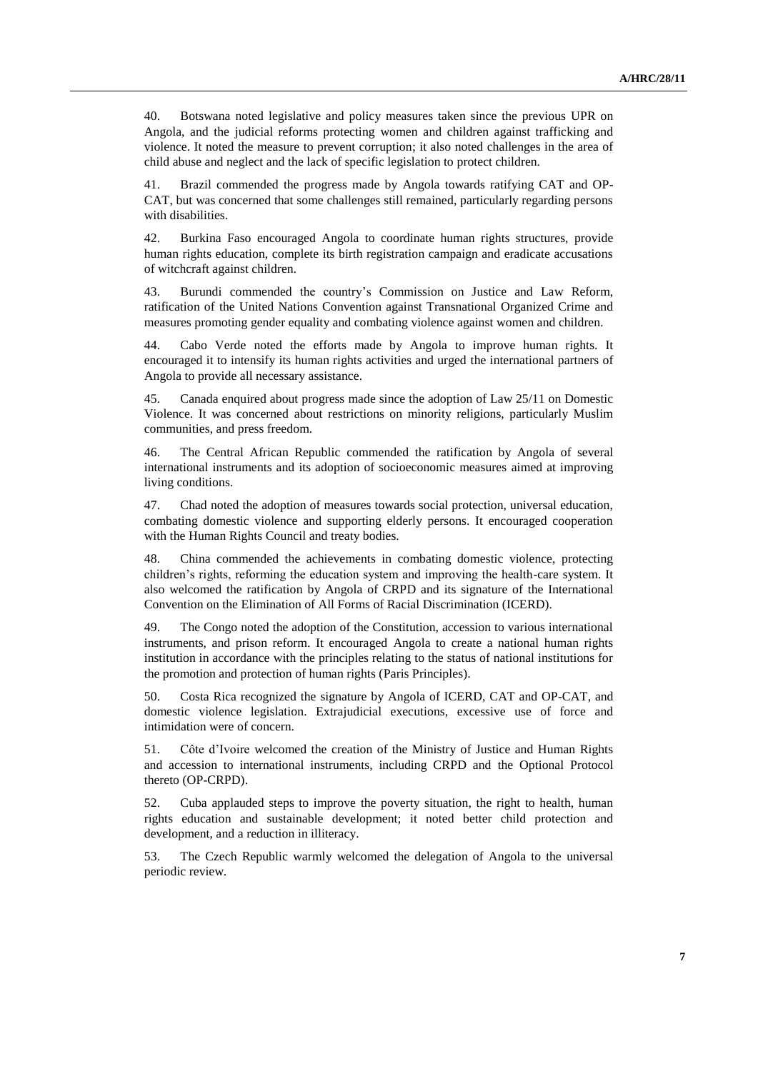40. Botswana noted legislative and policy measures taken since the previous UPR on Angola, and the judicial reforms protecting women and children against trafficking and violence. It noted the measure to prevent corruption; it also noted challenges in the area of child abuse and neglect and the lack of specific legislation to protect children.

41. Brazil commended the progress made by Angola towards ratifying CAT and OP-CAT, but was concerned that some challenges still remained, particularly regarding persons with disabilities.

42. Burkina Faso encouraged Angola to coordinate human rights structures, provide human rights education, complete its birth registration campaign and eradicate accusations of witchcraft against children.

43. Burundi commended the country's Commission on Justice and Law Reform, ratification of the United Nations Convention against Transnational Organized Crime and measures promoting gender equality and combating violence against women and children.

44. Cabo Verde noted the efforts made by Angola to improve human rights. It encouraged it to intensify its human rights activities and urged the international partners of Angola to provide all necessary assistance.

45. Canada enquired about progress made since the adoption of Law 25/11 on Domestic Violence. It was concerned about restrictions on minority religions, particularly Muslim communities, and press freedom.

46. The Central African Republic commended the ratification by Angola of several international instruments and its adoption of socioeconomic measures aimed at improving living conditions.

47. Chad noted the adoption of measures towards social protection, universal education, combating domestic violence and supporting elderly persons. It encouraged cooperation with the Human Rights Council and treaty bodies.

48. China commended the achievements in combating domestic violence, protecting children's rights, reforming the education system and improving the health-care system. It also welcomed the ratification by Angola of CRPD and its signature of the International Convention on the Elimination of All Forms of Racial Discrimination (ICERD).

49. The Congo noted the adoption of the Constitution, accession to various international instruments, and prison reform. It encouraged Angola to create a national human rights institution in accordance with the principles relating to the status of national institutions for the promotion and protection of human rights (Paris Principles).

50. Costa Rica recognized the signature by Angola of ICERD, CAT and OP-CAT, and domestic violence legislation. Extrajudicial executions, excessive use of force and intimidation were of concern.

51. Côte d'Ivoire welcomed the creation of the Ministry of Justice and Human Rights and accession to international instruments, including CRPD and the Optional Protocol thereto (OP-CRPD).

52. Cuba applauded steps to improve the poverty situation, the right to health, human rights education and sustainable development; it noted better child protection and development, and a reduction in illiteracy.

53. The Czech Republic warmly welcomed the delegation of Angola to the universal periodic review.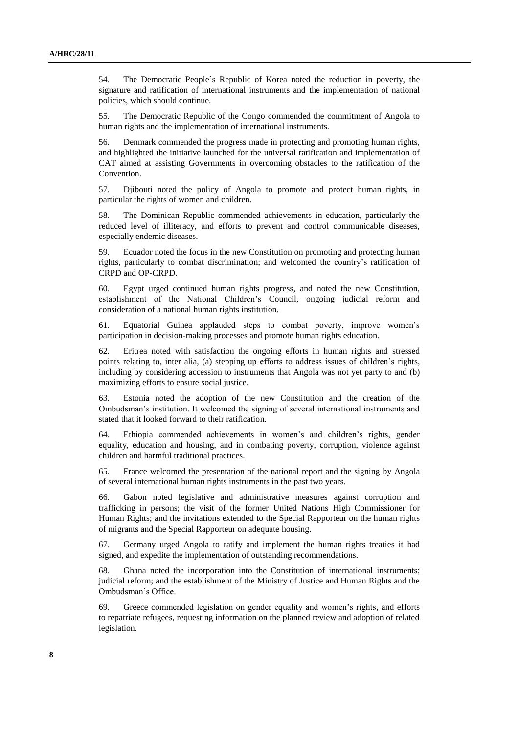54. The Democratic People's Republic of Korea noted the reduction in poverty, the signature and ratification of international instruments and the implementation of national policies, which should continue.

55. The Democratic Republic of the Congo commended the commitment of Angola to human rights and the implementation of international instruments.

56. Denmark commended the progress made in protecting and promoting human rights, and highlighted the initiative launched for the universal ratification and implementation of CAT aimed at assisting Governments in overcoming obstacles to the ratification of the Convention.

57. Djibouti noted the policy of Angola to promote and protect human rights, in particular the rights of women and children.

58. The Dominican Republic commended achievements in education, particularly the reduced level of illiteracy, and efforts to prevent and control communicable diseases, especially endemic diseases.

59. Ecuador noted the focus in the new Constitution on promoting and protecting human rights, particularly to combat discrimination; and welcomed the country's ratification of CRPD and OP-CRPD.

60. Egypt urged continued human rights progress, and noted the new Constitution, establishment of the National Children's Council, ongoing judicial reform and consideration of a national human rights institution.

61. Equatorial Guinea applauded steps to combat poverty, improve women's participation in decision-making processes and promote human rights education.

62. Eritrea noted with satisfaction the ongoing efforts in human rights and stressed points relating to, inter alia, (a) stepping up efforts to address issues of children's rights, including by considering accession to instruments that Angola was not yet party to and (b) maximizing efforts to ensure social justice.

63. Estonia noted the adoption of the new Constitution and the creation of the Ombudsman's institution. It welcomed the signing of several international instruments and stated that it looked forward to their ratification.

64. Ethiopia commended achievements in women's and children's rights, gender equality, education and housing, and in combating poverty, corruption, violence against children and harmful traditional practices.

65. France welcomed the presentation of the national report and the signing by Angola of several international human rights instruments in the past two years.

66. Gabon noted legislative and administrative measures against corruption and trafficking in persons; the visit of the former United Nations High Commissioner for Human Rights; and the invitations extended to the Special Rapporteur on the human rights of migrants and the Special Rapporteur on adequate housing.

67. Germany urged Angola to ratify and implement the human rights treaties it had signed, and expedite the implementation of outstanding recommendations.

68. Ghana noted the incorporation into the Constitution of international instruments; judicial reform; and the establishment of the Ministry of Justice and Human Rights and the Ombudsman's Office.

69. Greece commended legislation on gender equality and women's rights, and efforts to repatriate refugees, requesting information on the planned review and adoption of related legislation.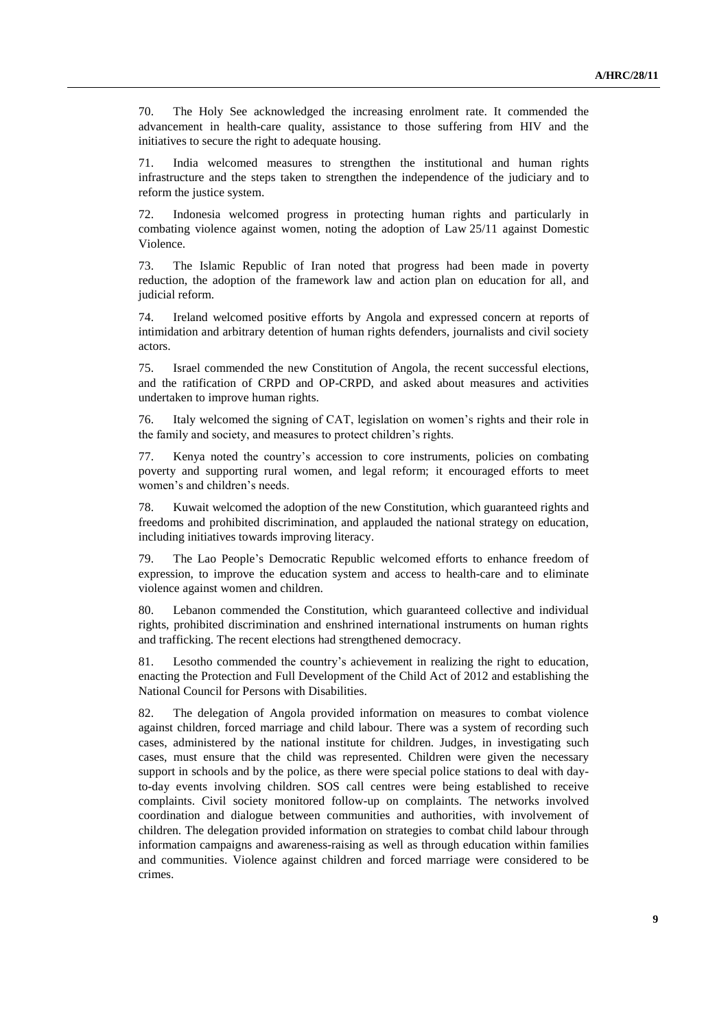70. The Holy See acknowledged the increasing enrolment rate. It commended the advancement in health-care quality, assistance to those suffering from HIV and the initiatives to secure the right to adequate housing.

71. India welcomed measures to strengthen the institutional and human rights infrastructure and the steps taken to strengthen the independence of the judiciary and to reform the justice system.

72. Indonesia welcomed progress in protecting human rights and particularly in combating violence against women, noting the adoption of Law 25/11 against Domestic Violence.

73. The Islamic Republic of Iran noted that progress had been made in poverty reduction, the adoption of the framework law and action plan on education for all, and judicial reform.

74. Ireland welcomed positive efforts by Angola and expressed concern at reports of intimidation and arbitrary detention of human rights defenders, journalists and civil society actors.

75. Israel commended the new Constitution of Angola, the recent successful elections, and the ratification of CRPD and OP-CRPD, and asked about measures and activities undertaken to improve human rights.

76. Italy welcomed the signing of CAT, legislation on women's rights and their role in the family and society, and measures to protect children's rights.

77. Kenya noted the country's accession to core instruments, policies on combating poverty and supporting rural women, and legal reform; it encouraged efforts to meet women's and children's needs.

78. Kuwait welcomed the adoption of the new Constitution, which guaranteed rights and freedoms and prohibited discrimination, and applauded the national strategy on education, including initiatives towards improving literacy.

79. The Lao People's Democratic Republic welcomed efforts to enhance freedom of expression, to improve the education system and access to health-care and to eliminate violence against women and children.

80. Lebanon commended the Constitution, which guaranteed collective and individual rights, prohibited discrimination and enshrined international instruments on human rights and trafficking. The recent elections had strengthened democracy.

81. Lesotho commended the country's achievement in realizing the right to education, enacting the Protection and Full Development of the Child Act of 2012 and establishing the National Council for Persons with Disabilities.

82. The delegation of Angola provided information on measures to combat violence against children, forced marriage and child labour. There was a system of recording such cases, administered by the national institute for children. Judges, in investigating such cases, must ensure that the child was represented. Children were given the necessary support in schools and by the police, as there were special police stations to deal with day-to-day events involving children. SOS call centres were being established to receive complaints. Civil society monitored follow-up on complaints. The networks involved coordination and dialogue between communities and authorities, with involvement of children. The delegation provided information on strategies to combat child labour through information campaigns and awareness-raising as well as through education within families and communities. Violence against children and forced marriage were considered to be crimes.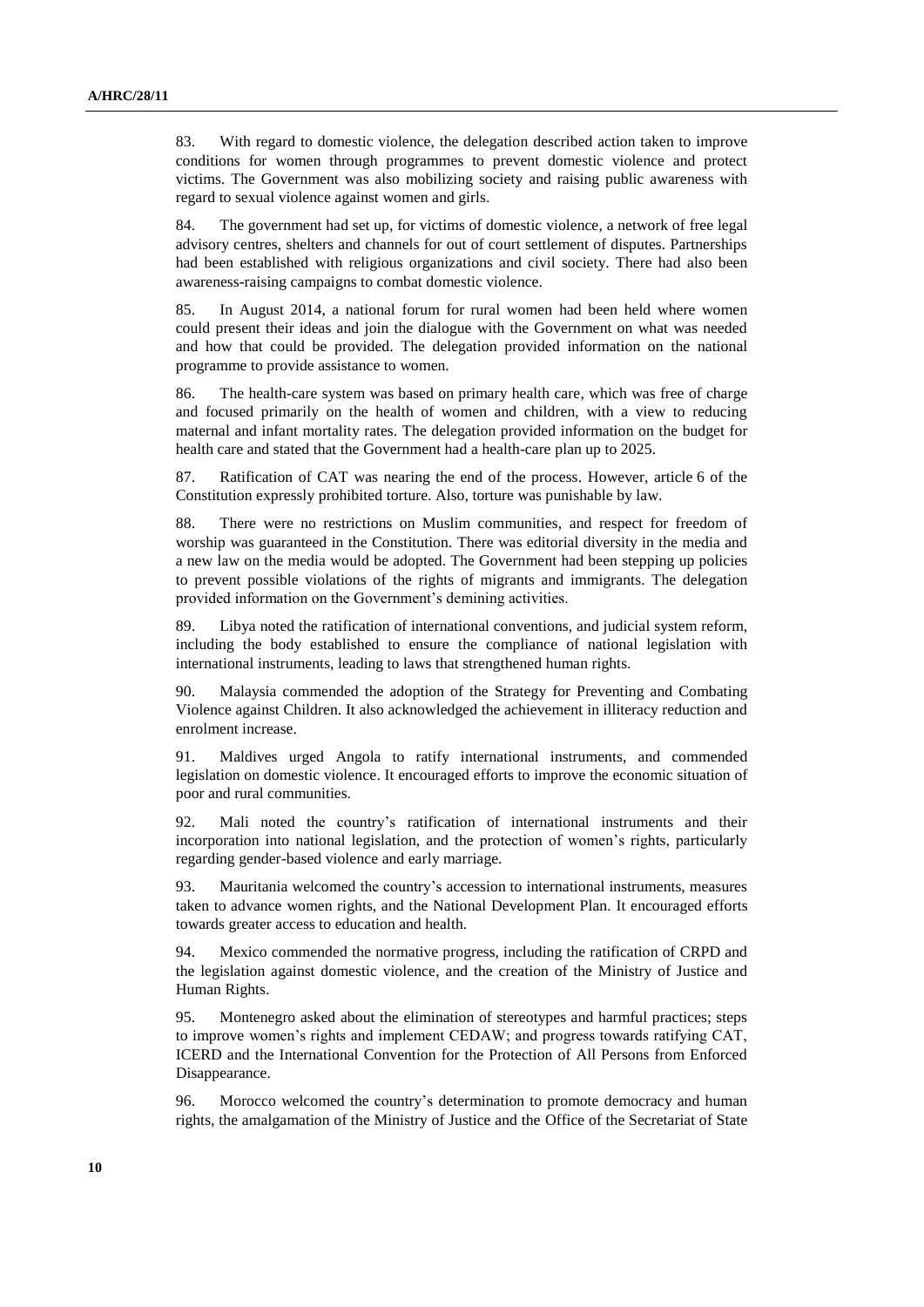83. With regard to domestic violence, the delegation described action taken to improve conditions for women through programmes to prevent domestic violence and protect victims. The Government was also mobilizing society and raising public awareness with regard to sexual violence against women and girls.

84. The government had set up, for victims of domestic violence, a network of free legal advisory centres, shelters and channels for out of court settlement of disputes. Partnerships had been established with religious organizations and civil society. There had also been awareness-raising campaigns to combat domestic violence.

85. In August 2014, a national forum for rural women had been held where women could present their ideas and join the dialogue with the Government on what was needed and how that could be provided. The delegation provided information on the national programme to provide assistance to women.

86. The health-care system was based on primary health care, which was free of charge and focused primarily on the health of women and children, with a view to reducing maternal and infant mortality rates. The delegation provided information on the budget for health care and stated that the Government had a health-care plan up to 2025.

87. Ratification of CAT was nearing the end of the process. However, article 6 of the Constitution expressly prohibited torture. Also, torture was punishable by law.

88. There were no restrictions on Muslim communities, and respect for freedom of worship was guaranteed in the Constitution. There was editorial diversity in the media and a new law on the media would be adopted. The Government had been stepping up policies to prevent possible violations of the rights of migrants and immigrants. The delegation provided information on the Government's demining activities.

89. Libya noted the ratification of international conventions, and judicial system reform, including the body established to ensure the compliance of national legislation with international instruments, leading to laws that strengthened human rights.

90. Malaysia commended the adoption of the Strategy for Preventing and Combating Violence against Children. It also acknowledged the achievement in illiteracy reduction and enrolment increase.

91. Maldives urged Angola to ratify international instruments, and commended legislation on domestic violence. It encouraged efforts to improve the economic situation of poor and rural communities.

92. Mali noted the country's ratification of international instruments and their incorporation into national legislation, and the protection of women's rights, particularly regarding gender-based violence and early marriage.

93. Mauritania welcomed the country's accession to international instruments, measures taken to advance women rights, and the National Development Plan. It encouraged efforts towards greater access to education and health.

94. Mexico commended the normative progress, including the ratification of CRPD and the legislation against domestic violence, and the creation of the Ministry of Justice and Human Rights.

95. Montenegro asked about the elimination of stereotypes and harmful practices; steps to improve women's rights and implement CEDAW; and progress towards ratifying CAT, ICERD and the International Convention for the Protection of All Persons from Enforced Disappearance.

96. Morocco welcomed the country's determination to promote democracy and human rights, the amalgamation of the Ministry of Justice and the Office of the Secretariat of State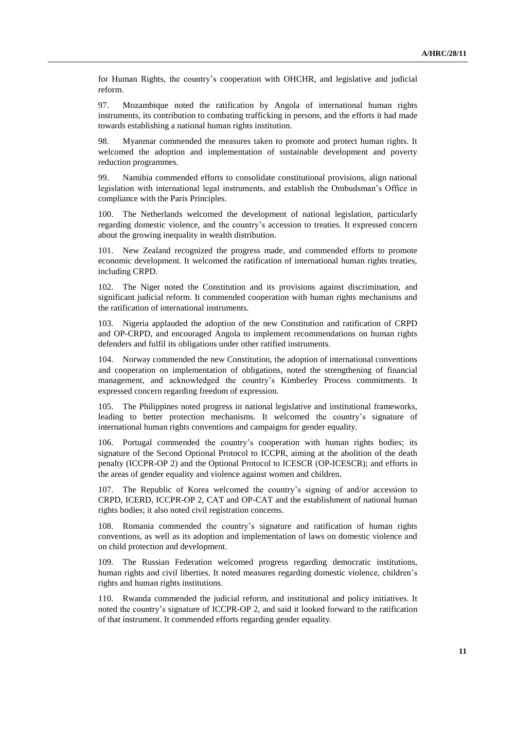for Human Rights, the country's cooperation with OHCHR, and legislative and judicial reform.

97. Mozambique noted the ratification by Angola of international human rights instruments, its contribution to combating trafficking in persons, and the efforts it had made towards establishing a national human rights institution.

98. Myanmar commended the measures taken to promote and protect human rights. It welcomed the adoption and implementation of sustainable development and poverty reduction programmes.

99. Namibia commended efforts to consolidate constitutional provisions, align national legislation with international legal instruments, and establish the Ombudsman's Office in compliance with the Paris Principles.

100. The Netherlands welcomed the development of national legislation, particularly regarding domestic violence, and the country's accession to treaties. It expressed concern about the growing inequality in wealth distribution.

101. New Zealand recognized the progress made, and commended efforts to promote economic development. It welcomed the ratification of international human rights treaties, including CRPD.

102. The Niger noted the Constitution and its provisions against discrimination, and significant judicial reform. It commended cooperation with human rights mechanisms and the ratification of international instruments.

103. Nigeria applauded the adoption of the new Constitution and ratification of CRPD and OP-CRPD, and encouraged Angola to implement recommendations on human rights defenders and fulfil its obligations under other ratified instruments.

104. Norway commended the new Constitution, the adoption of international conventions and cooperation on implementation of obligations, noted the strengthening of financial management, and acknowledged the country's Kimberley Process commitments. It expressed concern regarding freedom of expression.

105. The Philippines noted progress in national legislative and institutional frameworks, leading to better protection mechanisms. It welcomed the country's signature of international human rights conventions and campaigns for gender equality.

106. Portugal commended the country's cooperation with human rights bodies; its signature of the Second Optional Protocol to ICCPR, aiming at the abolition of the death penalty (ICCPR-OP 2) and the Optional Protocol to ICESCR (OP-ICESCR); and efforts in the areas of gender equality and violence against women and children.

107. The Republic of Korea welcomed the country's signing of and/or accession to CRPD, ICERD, ICCPR-OP 2, CAT and OP-CAT and the establishment of national human rights bodies; it also noted civil registration concerns.

108. Romania commended the country's signature and ratification of human rights conventions, as well as its adoption and implementation of laws on domestic violence and on child protection and development.

109. The Russian Federation welcomed progress regarding democratic institutions, human rights and civil liberties. It noted measures regarding domestic violence, children's rights and human rights institutions.

110. Rwanda commended the judicial reform, and institutional and policy initiatives. It noted the country's signature of ICCPR-OP 2, and said it looked forward to the ratification of that instrument. It commended efforts regarding gender equality.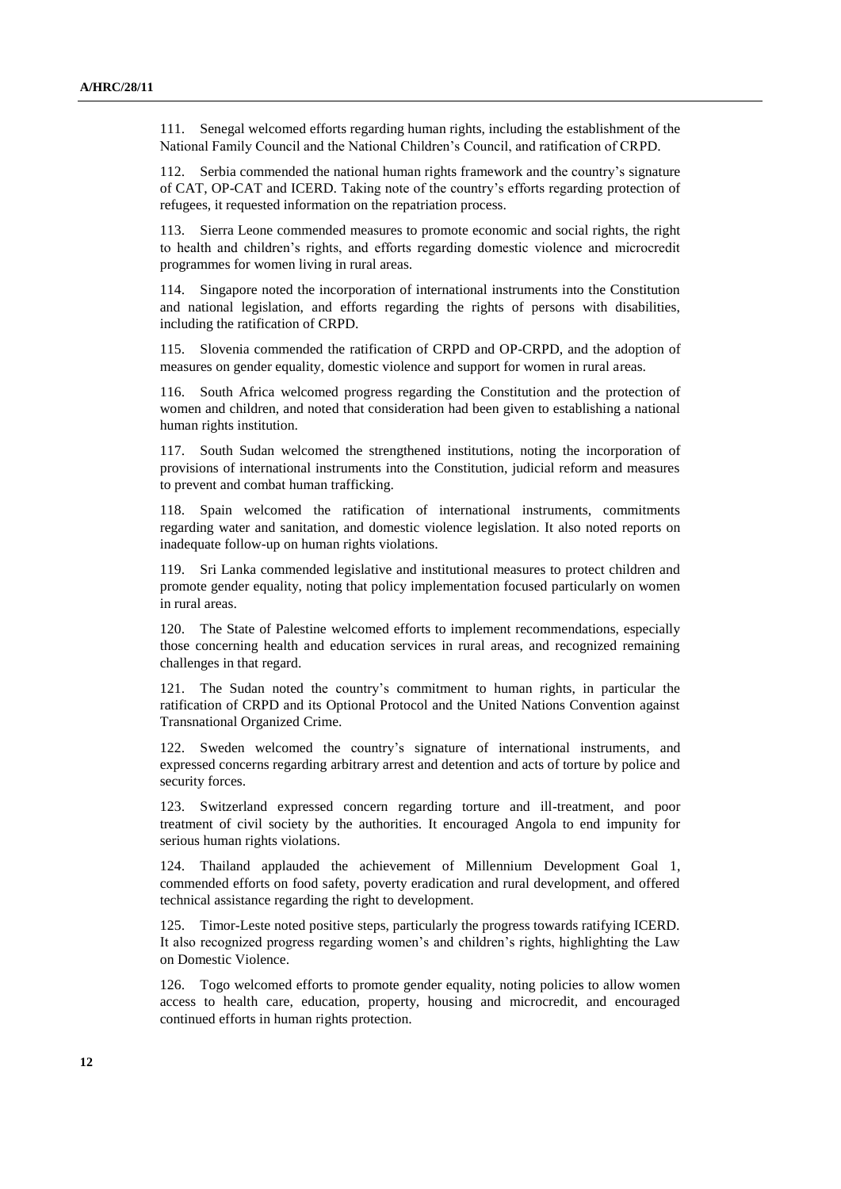111. Senegal welcomed efforts regarding human rights, including the establishment of the National Family Council and the National Children's Council, and ratification of CRPD.

112. Serbia commended the national human rights framework and the country's signature of CAT, OP-CAT and ICERD. Taking note of the country's efforts regarding protection of refugees, it requested information on the repatriation process.

113. Sierra Leone commended measures to promote economic and social rights, the right to health and children's rights, and efforts regarding domestic violence and microcredit programmes for women living in rural areas.

114. Singapore noted the incorporation of international instruments into the Constitution and national legislation, and efforts regarding the rights of persons with disabilities, including the ratification of CRPD.

115. Slovenia commended the ratification of CRPD and OP-CRPD, and the adoption of measures on gender equality, domestic violence and support for women in rural areas.

116. South Africa welcomed progress regarding the Constitution and the protection of women and children, and noted that consideration had been given to establishing a national human rights institution.

117. South Sudan welcomed the strengthened institutions, noting the incorporation of provisions of international instruments into the Constitution, judicial reform and measures to prevent and combat human trafficking.

118. Spain welcomed the ratification of international instruments, commitments regarding water and sanitation, and domestic violence legislation. It also noted reports on inadequate follow-up on human rights violations.

119. Sri Lanka commended legislative and institutional measures to protect children and promote gender equality, noting that policy implementation focused particularly on women in rural areas.

120. The State of Palestine welcomed efforts to implement recommendations, especially those concerning health and education services in rural areas, and recognized remaining challenges in that regard.

121. The Sudan noted the country's commitment to human rights, in particular the ratification of CRPD and its Optional Protocol and the United Nations Convention against Transnational Organized Crime.

122. Sweden welcomed the country's signature of international instruments, and expressed concerns regarding arbitrary arrest and detention and acts of torture by police and security forces.

123. Switzerland expressed concern regarding torture and ill-treatment, and poor treatment of civil society by the authorities. It encouraged Angola to end impunity for serious human rights violations.

124. Thailand applauded the achievement of Millennium Development Goal 1, commended efforts on food safety, poverty eradication and rural development, and offered technical assistance regarding the right to development.

125. Timor-Leste noted positive steps, particularly the progress towards ratifying ICERD. It also recognized progress regarding women's and children's rights, highlighting the Law on Domestic Violence.

126. Togo welcomed efforts to promote gender equality, noting policies to allow women access to health care, education, property, housing and microcredit, and encouraged continued efforts in human rights protection.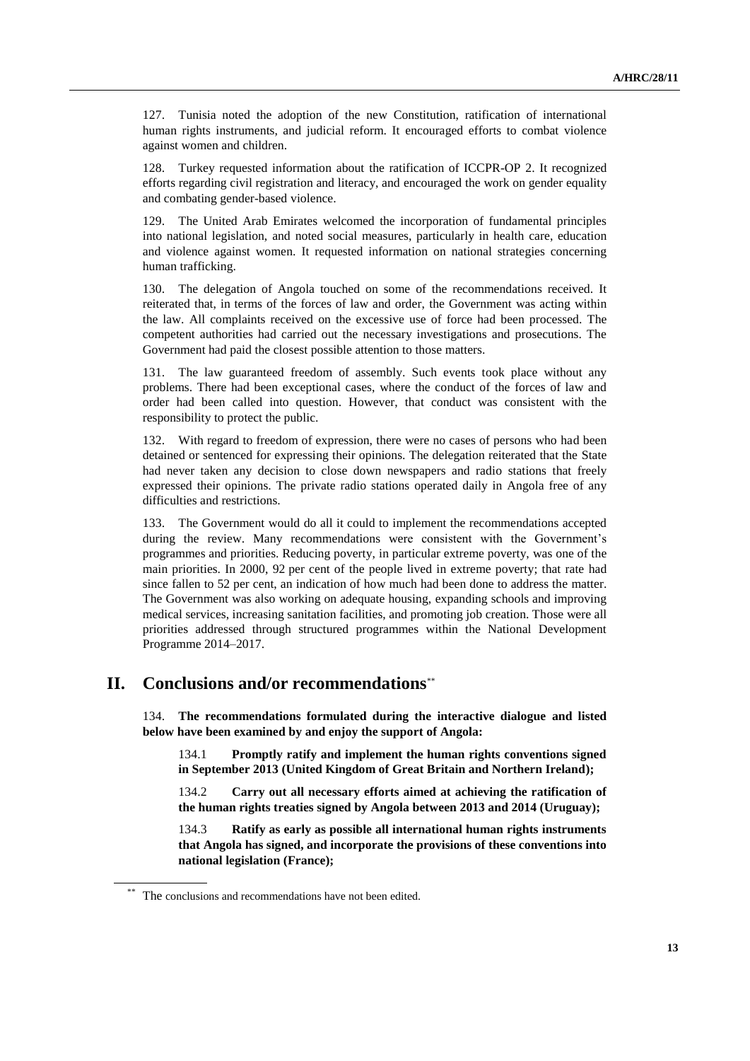127. Tunisia noted the adoption of the new Constitution, ratification of international human rights instruments, and judicial reform. It encouraged efforts to combat violence against women and children.

128. Turkey requested information about the ratification of ICCPR-OP 2. It recognized efforts regarding civil registration and literacy, and encouraged the work on gender equality and combating gender-based violence.

129. The United Arab Emirates welcomed the incorporation of fundamental principles into national legislation, and noted social measures, particularly in health care, education and violence against women. It requested information on national strategies concerning human trafficking.

130. The delegation of Angola touched on some of the recommendations received. It reiterated that, in terms of the forces of law and order, the Government was acting within the law. All complaints received on the excessive use of force had been processed. The competent authorities had carried out the necessary investigations and prosecutions. The Government had paid the closest possible attention to those matters.

131. The law guaranteed freedom of assembly. Such events took place without any problems. There had been exceptional cases, where the conduct of the forces of law and order had been called into question. However, that conduct was consistent with the responsibility to protect the public.

132. With regard to freedom of expression, there were no cases of persons who had been detained or sentenced for expressing their opinions. The delegation reiterated that the State had never taken any decision to close down newspapers and radio stations that freely expressed their opinions. The private radio stations operated daily in Angola free of any difficulties and restrictions.

133. The Government would do all it could to implement the recommendations accepted during the review. Many recommendations were consistent with the Government's programmes and priorities. Reducing poverty, in particular extreme poverty, was one of the main priorities. In 2000, 92 per cent of the people lived in extreme poverty; that rate had since fallen to 52 per cent, an indication of how much had been done to address the matter. The Government was also working on adequate housing, expanding schools and improving medical services, increasing sanitation facilities, and promoting job creation. Those were all priorities addressed through structured programmes within the National Development Programme 2014–2017.

## II. Conclusions and/or recommendations[**]

134. **The recommendations formulated during the interactive dialogue and listed below have been examined by and enjoy the support of Angola:**

134.1 **Promptly ratify and implement the human rights conventions signed in September 2013 (United Kingdom of Great Britain and Northern Ireland);**

134.2 **Carry out all necessary efforts aimed at achieving the ratification of the human rights treaties signed by Angola between 2013 and 2014 (Uruguay);**

134.3 **Ratify as early as possible all international human rights instruments that Angola has signed, and incorporate the provisions of these conventions into national legislation (France);**

[**] The conclusions and recommendations have not been edited.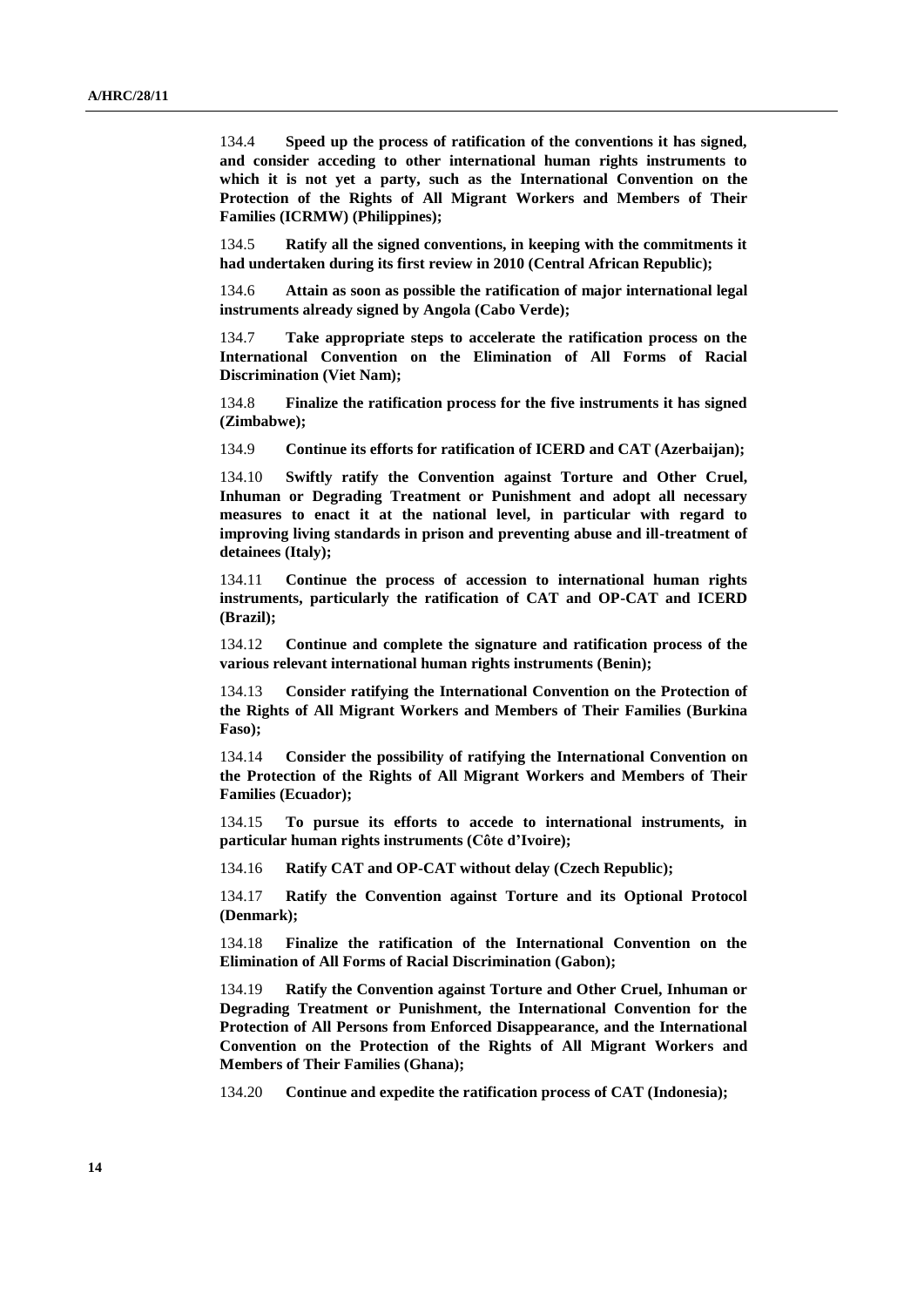134.4 **Speed up the process of ratification of the conventions it has signed, and consider acceding to other international human rights instruments to which it is not yet a party, such as the International Convention on the Protection of the Rights of All Migrant Workers and Members of Their Families (ICRMW) (Philippines);**

134.5 **Ratify all the signed conventions, in keeping with the commitments it had undertaken during its first review in 2010 (Central African Republic);**

134.6 **Attain as soon as possible the ratification of major international legal instruments already signed by Angola (Cabo Verde);**

134.7 **Take appropriate steps to accelerate the ratification process on the International Convention on the Elimination of All Forms of Racial Discrimination (Viet Nam);**

134.8 **Finalize the ratification process for the five instruments it has signed (Zimbabwe);**

134.9 **Continue its efforts for ratification of ICERD and CAT (Azerbaijan);**

134.10 **Swiftly ratify the Convention against Torture and Other Cruel, Inhuman or Degrading Treatment or Punishment and adopt all necessary measures to enact it at the national level, in particular with regard to improving living standards in prison and preventing abuse and ill-treatment of detainees (Italy);**

134.11 **Continue the process of accession to international human rights instruments, particularly the ratification of CAT and OP-CAT and ICERD (Brazil);**

134.12 **Continue and complete the signature and ratification process of the various relevant international human rights instruments (Benin);**

134.13 **Consider ratifying the International Convention on the Protection of the Rights of All Migrant Workers and Members of Their Families (Burkina Faso);**

134.14 **Consider the possibility of ratifying the International Convention on the Protection of the Rights of All Migrant Workers and Members of Their Families (Ecuador);**

134.15 **To pursue its efforts to accede to international instruments, in particular human rights instruments (Côte d'Ivoire);**

134.16 **Ratify CAT and OP-CAT without delay (Czech Republic);**

134.17 **Ratify the Convention against Torture and its Optional Protocol (Denmark);**

134.18 **Finalize the ratification of the International Convention on the Elimination of All Forms of Racial Discrimination (Gabon);**

134.19 **Ratify the Convention against Torture and Other Cruel, Inhuman or Degrading Treatment or Punishment, the International Convention for the Protection of All Persons from Enforced Disappearance, and the International Convention on the Protection of the Rights of All Migrant Workers and Members of Their Families (Ghana);**

134.20 **Continue and expedite the ratification process of CAT (Indonesia);**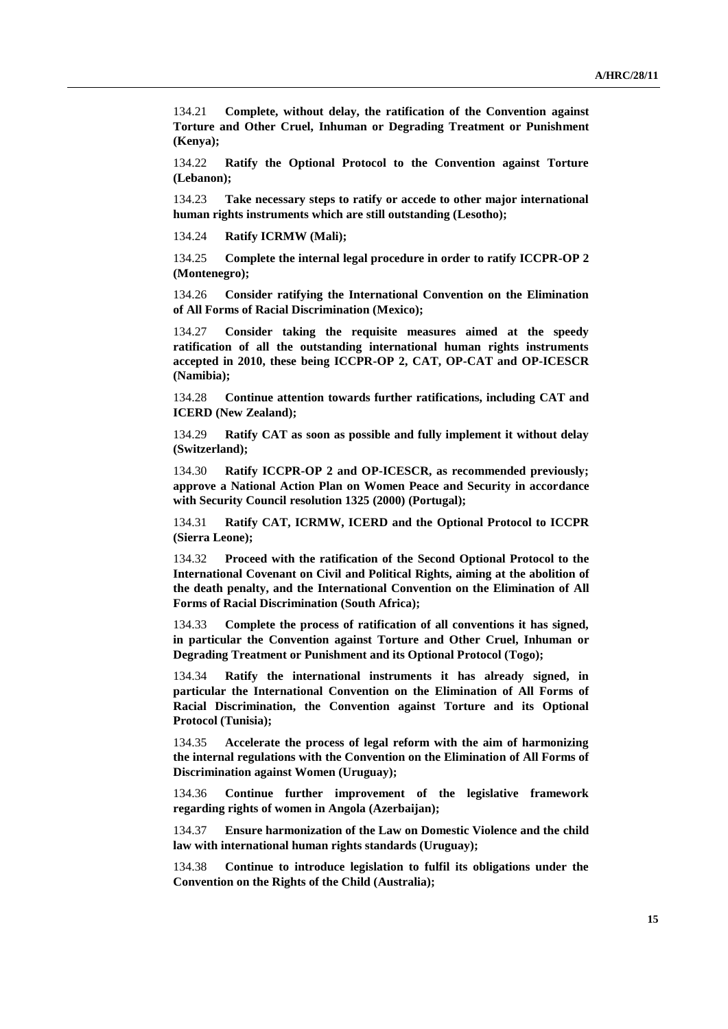134.21 **Complete, without delay, the ratification of the Convention against Torture and Other Cruel, Inhuman or Degrading Treatment or Punishment (Kenya);**

134.22 **Ratify the Optional Protocol to the Convention against Torture (Lebanon);**

134.23 **Take necessary steps to ratify or accede to other major international human rights instruments which are still outstanding (Lesotho);**

134.24 **Ratify ICRMW (Mali);**

134.25 **Complete the internal legal procedure in order to ratify ICCPR-OP 2 (Montenegro);**

134.26 **Consider ratifying the International Convention on the Elimination of All Forms of Racial Discrimination (Mexico);**

134.27 **Consider taking the requisite measures aimed at the speedy ratification of all the outstanding international human rights instruments accepted in 2010, these being ICCPR-OP 2, CAT, OP-CAT and OP-ICESCR (Namibia);**

134.28 **Continue attention towards further ratifications, including CAT and ICERD (New Zealand);**

134.29 **Ratify CAT as soon as possible and fully implement it without delay (Switzerland);**

134.30 **Ratify ICCPR-OP 2 and OP-ICESCR, as recommended previously; approve a National Action Plan on Women Peace and Security in accordance with Security Council resolution 1325 (2000) (Portugal);**

134.31 **Ratify CAT, ICRMW, ICERD and the Optional Protocol to ICCPR (Sierra Leone);**

134.32 **Proceed with the ratification of the Second Optional Protocol to the International Covenant on Civil and Political Rights, aiming at the abolition of the death penalty, and the International Convention on the Elimination of All Forms of Racial Discrimination (South Africa);**

134.33 **Complete the process of ratification of all conventions it has signed, in particular the Convention against Torture and Other Cruel, Inhuman or Degrading Treatment or Punishment and its Optional Protocol (Togo);**

134.34 **Ratify the international instruments it has already signed, in particular the International Convention on the Elimination of All Forms of Racial Discrimination, the Convention against Torture and its Optional Protocol (Tunisia);**

134.35 **Accelerate the process of legal reform with the aim of harmonizing the internal regulations with the Convention on the Elimination of All Forms of Discrimination against Women (Uruguay);**

134.36 **Continue further improvement of the legislative framework regarding rights of women in Angola (Azerbaijan);**

134.37 **Ensure harmonization of the Law on Domestic Violence and the child law with international human rights standards (Uruguay);**

134.38 **Continue to introduce legislation to fulfil its obligations under the Convention on the Rights of the Child (Australia);**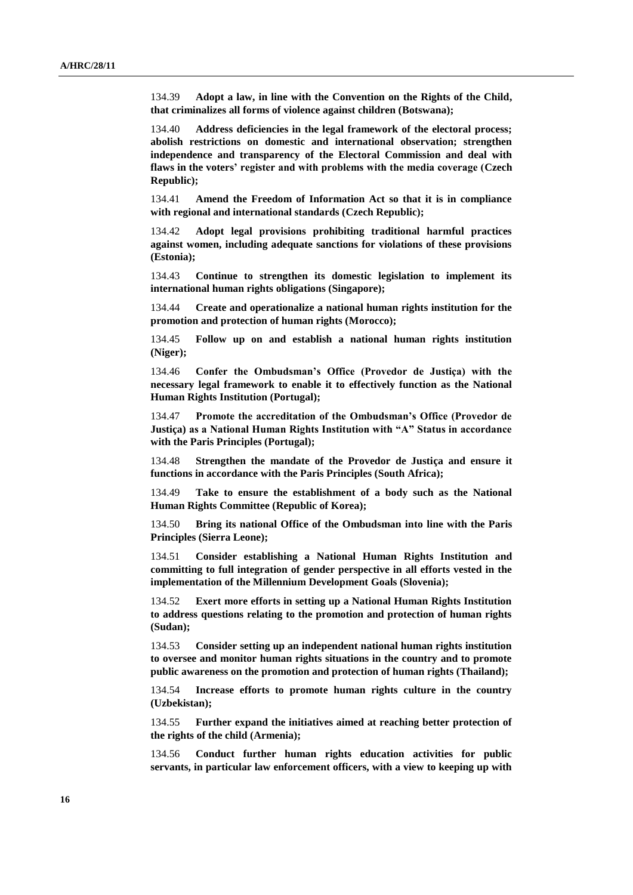134.39 **Adopt a law, in line with the Convention on the Rights of the Child, that criminalizes all forms of violence against children (Botswana);**

134.40 **Address deficiencies in the legal framework of the electoral process; abolish restrictions on domestic and international observation; strengthen independence and transparency of the Electoral Commission and deal with flaws in the voters' register and with problems with the media coverage (Czech Republic);**

134.41 **Amend the Freedom of Information Act so that it is in compliance with regional and international standards (Czech Republic);**

134.42 **Adopt legal provisions prohibiting traditional harmful practices against women, including adequate sanctions for violations of these provisions (Estonia);**

134.43 **Continue to strengthen its domestic legislation to implement its international human rights obligations (Singapore);**

134.44 **Create and operationalize a national human rights institution for the promotion and protection of human rights (Morocco);**

134.45 **Follow up on and establish a national human rights institution (Niger);**

134.46 **Confer the Ombudsman's Office (Provedor de Justiça) with the necessary legal framework to enable it to effectively function as the National Human Rights Institution (Portugal);**

134.47 **Promote the accreditation of the Ombudsman's Office (Provedor de Justiça) as a National Human Rights Institution with "A" Status in accordance with the Paris Principles (Portugal);**

134.48 **Strengthen the mandate of the Provedor de Justiça and ensure it functions in accordance with the Paris Principles (South Africa);**

134.49 **Take to ensure the establishment of a body such as the National Human Rights Committee (Republic of Korea);**

134.50 **Bring its national Office of the Ombudsman into line with the Paris Principles (Sierra Leone);**

134.51 **Consider establishing a National Human Rights Institution and committing to full integration of gender perspective in all efforts vested in the implementation of the Millennium Development Goals (Slovenia);**

134.52 **Exert more efforts in setting up a National Human Rights Institution to address questions relating to the promotion and protection of human rights (Sudan);**

134.53 **Consider setting up an independent national human rights institution to oversee and monitor human rights situations in the country and to promote public awareness on the promotion and protection of human rights (Thailand);**

134.54 **Increase efforts to promote human rights culture in the country (Uzbekistan);**

134.55 **Further expand the initiatives aimed at reaching better protection of the rights of the child (Armenia);**

134.56 **Conduct further human rights education activities for public servants, in particular law enforcement officers, with a view to keeping up with**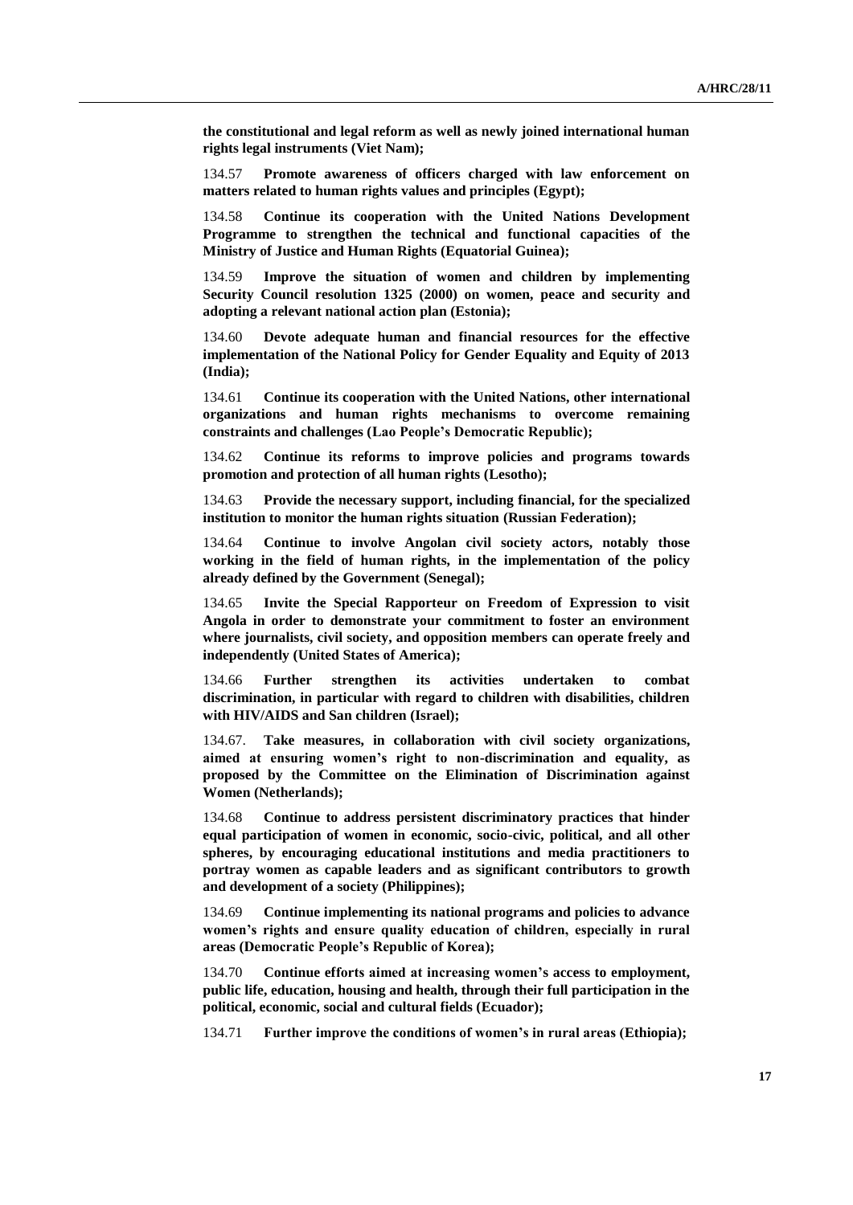**the constitutional and legal reform as well as newly joined international human rights legal instruments (Viet Nam);**

134.57 **Promote awareness of officers charged with law enforcement on matters related to human rights values and principles (Egypt);**

134.58 **Continue its cooperation with the United Nations Development Programme to strengthen the technical and functional capacities of the Ministry of Justice and Human Rights (Equatorial Guinea);**

134.59 **Improve the situation of women and children by implementing Security Council resolution 1325 (2000) on women, peace and security and adopting a relevant national action plan (Estonia);**

134.60 **Devote adequate human and financial resources for the effective implementation of the National Policy for Gender Equality and Equity of 2013 (India);**

134.61 **Continue its cooperation with the United Nations, other international organizations and human rights mechanisms to overcome remaining constraints and challenges (Lao People's Democratic Republic);**

134.62 **Continue its reforms to improve policies and programs towards promotion and protection of all human rights (Lesotho);**

134.63 **Provide the necessary support, including financial, for the specialized institution to monitor the human rights situation (Russian Federation);**

134.64 **Continue to involve Angolan civil society actors, notably those working in the field of human rights, in the implementation of the policy already defined by the Government (Senegal);**

134.65 **Invite the Special Rapporteur on Freedom of Expression to visit Angola in order to demonstrate your commitment to foster an environment where journalists, civil society, and opposition members can operate freely and independently (United States of America);**

134.66 **Further strengthen its activities undertaken to combat discrimination, in particular with regard to children with disabilities, children with HIV/AIDS and San children (Israel);**

134.67. **Take measures, in collaboration with civil society organizations, aimed at ensuring women's right to non-discrimination and equality, as proposed by the Committee on the Elimination of Discrimination against Women (Netherlands);**

134.68 **Continue to address persistent discriminatory practices that hinder equal participation of women in economic, socio-civic, political, and all other spheres, by encouraging educational institutions and media practitioners to portray women as capable leaders and as significant contributors to growth and development of a society (Philippines);**

134.69 **Continue implementing its national programs and policies to advance women's rights and ensure quality education of children, especially in rural areas (Democratic People's Republic of Korea);**

134.70 **Continue efforts aimed at increasing women's access to employment, public life, education, housing and health, through their full participation in the political, economic, social and cultural fields (Ecuador);**

134.71 **Further improve the conditions of women's in rural areas (Ethiopia);**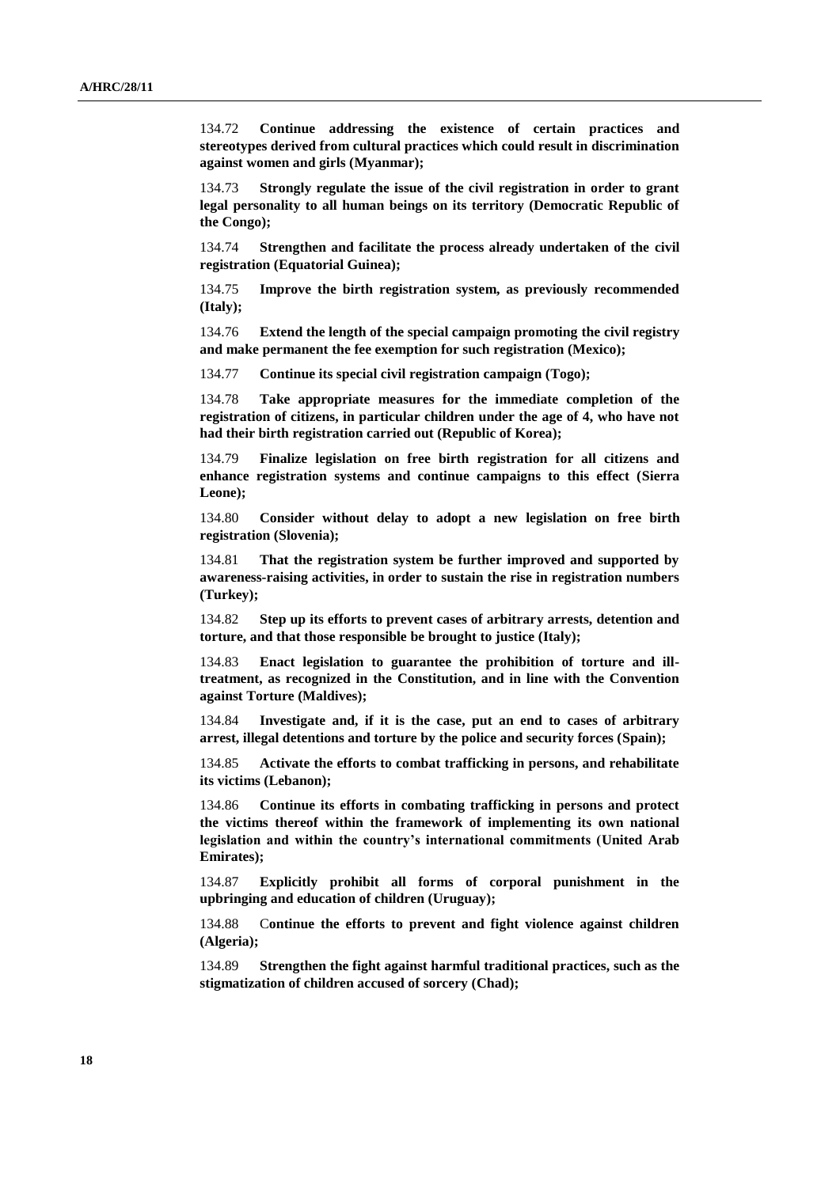134.72 **Continue addressing the existence of certain practices and stereotypes derived from cultural practices which could result in discrimination against women and girls (Myanmar);**

134.73 **Strongly regulate the issue of the civil registration in order to grant legal personality to all human beings on its territory (Democratic Republic of the Congo);**

134.74 **Strengthen and facilitate the process already undertaken of the civil registration (Equatorial Guinea);**

134.75 **Improve the birth registration system, as previously recommended (Italy);**

134.76 **Extend the length of the special campaign promoting the civil registry and make permanent the fee exemption for such registration (Mexico);**

134.77 **Continue its special civil registration campaign (Togo);**

134.78 **Take appropriate measures for the immediate completion of the registration of citizens, in particular children under the age of 4, who have not had their birth registration carried out (Republic of Korea);**

134.79 **Finalize legislation on free birth registration for all citizens and enhance registration systems and continue campaigns to this effect (Sierra Leone);**

134.80 **Consider without delay to adopt a new legislation on free birth registration (Slovenia);**

134.81 **That the registration system be further improved and supported by awareness-raising activities, in order to sustain the rise in registration numbers (Turkey);**

134.82 **Step up its efforts to prevent cases of arbitrary arrests, detention and torture, and that those responsible be brought to justice (Italy);**

134.83 **Enact legislation to guarantee the prohibition of torture and ill-treatment, as recognized in the Constitution, and in line with the Convention against Torture (Maldives);**

134.84 **Investigate and, if it is the case, put an end to cases of arbitrary arrest, illegal detentions and torture by the police and security forces (Spain);**

134.85 **Activate the efforts to combat trafficking in persons, and rehabilitate its victims (Lebanon);**

134.86 **Continue its efforts in combating trafficking in persons and protect the victims thereof within the framework of implementing its own national legislation and within the country's international commitments (United Arab Emirates);**

134.87 **Explicitly prohibit all forms of corporal punishment in the upbringing and education of children (Uruguay);**

134.88 C**ontinue the efforts to prevent and fight violence against children (Algeria);**

134.89 **Strengthen the fight against harmful traditional practices, such as the stigmatization of children accused of sorcery (Chad);**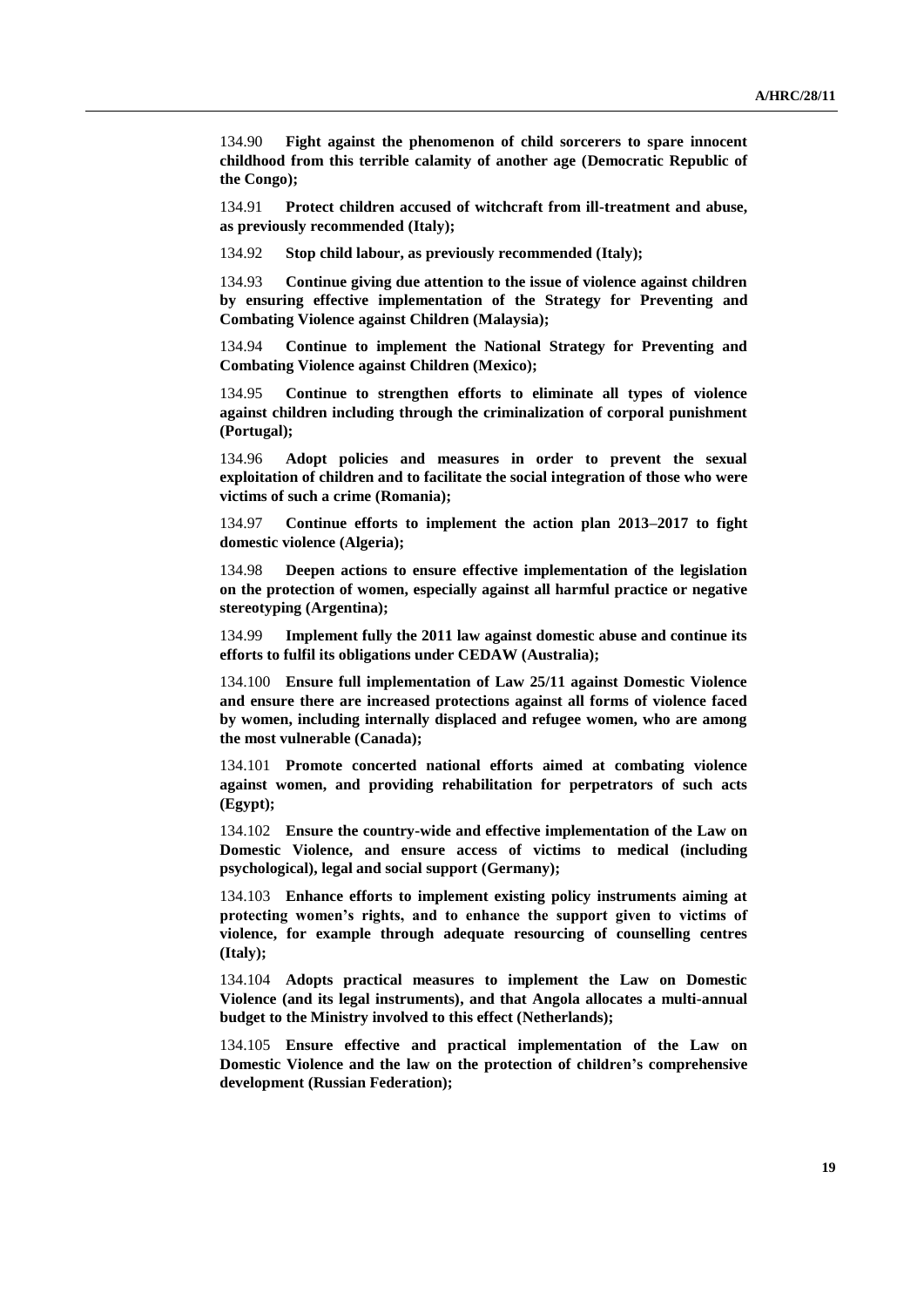134.90 **Fight against the phenomenon of child sorcerers to spare innocent childhood from this terrible calamity of another age (Democratic Republic of the Congo);**

134.91 **Protect children accused of witchcraft from ill-treatment and abuse, as previously recommended (Italy);**

134.92 **Stop child labour, as previously recommended (Italy);**

134.93 **Continue giving due attention to the issue of violence against children by ensuring effective implementation of the Strategy for Preventing and Combating Violence against Children (Malaysia);**

134.94 **Continue to implement the National Strategy for Preventing and Combating Violence against Children (Mexico);**

134.95 **Continue to strengthen efforts to eliminate all types of violence against children including through the criminalization of corporal punishment (Portugal);**

134.96 **Adopt policies and measures in order to prevent the sexual exploitation of children and to facilitate the social integration of those who were victims of such a crime (Romania);**

134.97 **Continue efforts to implement the action plan 2013–2017 to fight domestic violence (Algeria);**

134.98 **Deepen actions to ensure effective implementation of the legislation on the protection of women, especially against all harmful practice or negative stereotyping (Argentina);**

134.99 **Implement fully the 2011 law against domestic abuse and continue its efforts to fulfil its obligations under CEDAW (Australia);**

134.100 **Ensure full implementation of Law 25/11 against Domestic Violence and ensure there are increased protections against all forms of violence faced by women, including internally displaced and refugee women, who are among the most vulnerable (Canada);**

134.101 **Promote concerted national efforts aimed at combating violence against women, and providing rehabilitation for perpetrators of such acts (Egypt);**

134.102 **Ensure the country-wide and effective implementation of the Law on Domestic Violence, and ensure access of victims to medical (including psychological), legal and social support (Germany);**

134.103 **Enhance efforts to implement existing policy instruments aiming at protecting women's rights, and to enhance the support given to victims of violence, for example through adequate resourcing of counselling centres (Italy);**

134.104 **Adopts practical measures to implement the Law on Domestic Violence (and its legal instruments), and that Angola allocates a multi-annual budget to the Ministry involved to this effect (Netherlands);**

134.105 **Ensure effective and practical implementation of the Law on Domestic Violence and the law on the protection of children's comprehensive development (Russian Federation);**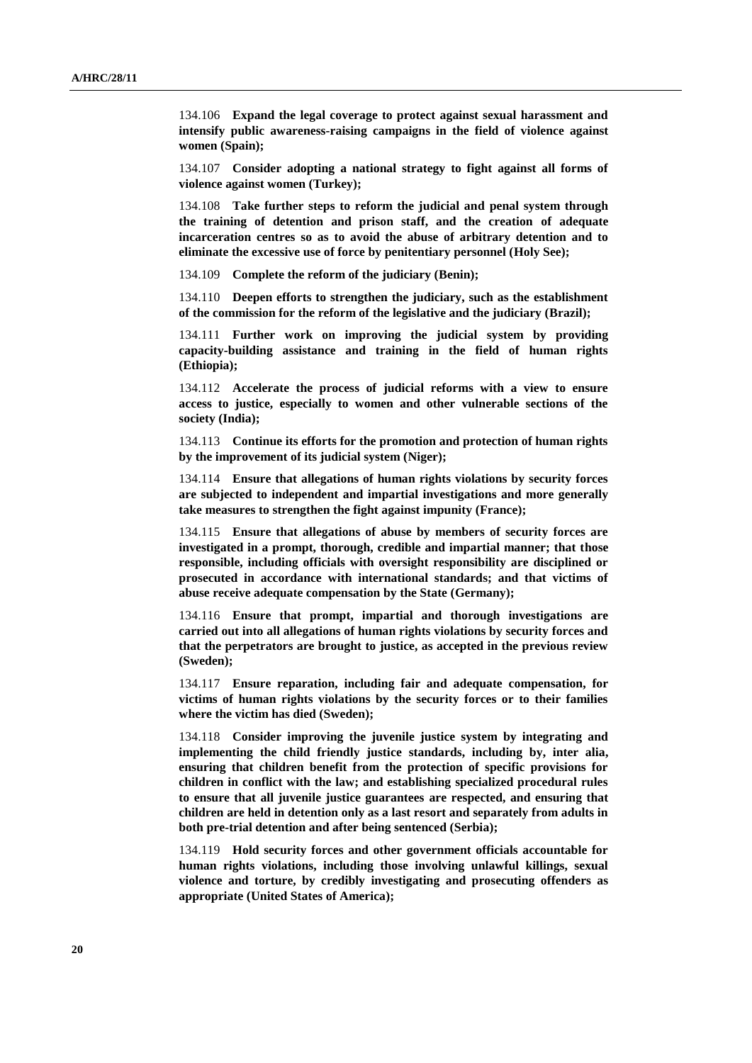134.106 **Expand the legal coverage to protect against sexual harassment and intensify public awareness-raising campaigns in the field of violence against women (Spain);**

134.107 **Consider adopting a national strategy to fight against all forms of violence against women (Turkey);**

134.108 **Take further steps to reform the judicial and penal system through the training of detention and prison staff, and the creation of adequate incarceration centres so as to avoid the abuse of arbitrary detention and to eliminate the excessive use of force by penitentiary personnel (Holy See);**

134.109 **Complete the reform of the judiciary (Benin);**

134.110 **Deepen efforts to strengthen the judiciary, such as the establishment of the commission for the reform of the legislative and the judiciary (Brazil);**

134.111 **Further work on improving the judicial system by providing capacity-building assistance and training in the field of human rights (Ethiopia);**

134.112 **Accelerate the process of judicial reforms with a view to ensure access to justice, especially to women and other vulnerable sections of the society (India);**

134.113 **Continue its efforts for the promotion and protection of human rights by the improvement of its judicial system (Niger);**

134.114 **Ensure that allegations of human rights violations by security forces are subjected to independent and impartial investigations and more generally take measures to strengthen the fight against impunity (France);**

134.115 **Ensure that allegations of abuse by members of security forces are investigated in a prompt, thorough, credible and impartial manner; that those responsible, including officials with oversight responsibility are disciplined or prosecuted in accordance with international standards; and that victims of abuse receive adequate compensation by the State (Germany);**

134.116 **Ensure that prompt, impartial and thorough investigations are carried out into all allegations of human rights violations by security forces and that the perpetrators are brought to justice, as accepted in the previous review (Sweden);**

134.117 **Ensure reparation, including fair and adequate compensation, for victims of human rights violations by the security forces or to their families where the victim has died (Sweden);**

134.118 **Consider improving the juvenile justice system by integrating and implementing the child friendly justice standards, including by, inter alia, ensuring that children benefit from the protection of specific provisions for children in conflict with the law; and establishing specialized procedural rules to ensure that all juvenile justice guarantees are respected, and ensuring that children are held in detention only as a last resort and separately from adults in both pre-trial detention and after being sentenced (Serbia);**

134.119 **Hold security forces and other government officials accountable for human rights violations, including those involving unlawful killings, sexual violence and torture, by credibly investigating and prosecuting offenders as appropriate (United States of America);**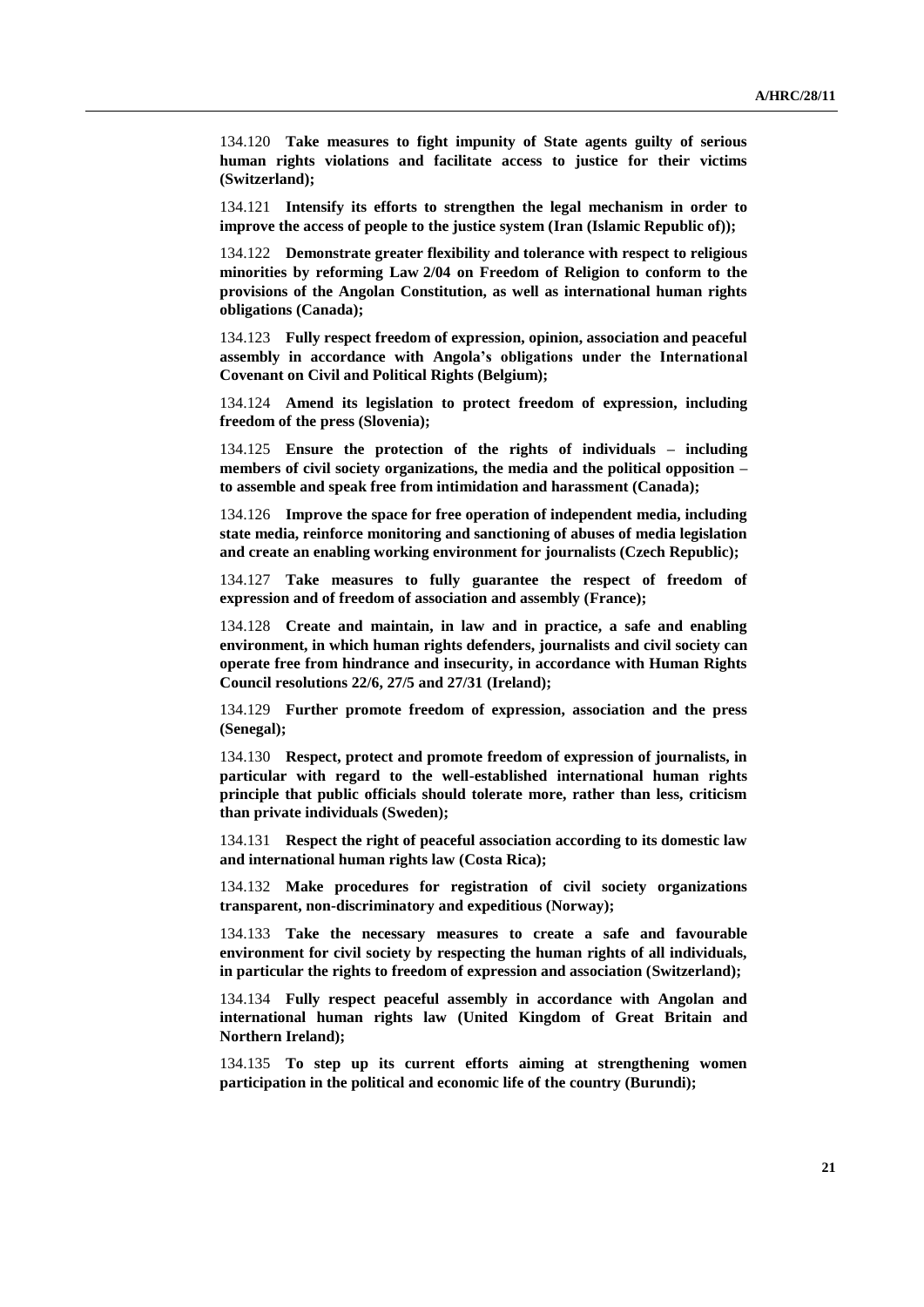134.120 **Take measures to fight impunity of State agents guilty of serious human rights violations and facilitate access to justice for their victims (Switzerland);**

134.121 **Intensify its efforts to strengthen the legal mechanism in order to improve the access of people to the justice system (Iran (Islamic Republic of));**

134.122 **Demonstrate greater flexibility and tolerance with respect to religious minorities by reforming Law 2/04 on Freedom of Religion to conform to the provisions of the Angolan Constitution, as well as international human rights obligations (Canada);**

134.123 **Fully respect freedom of expression, opinion, association and peaceful assembly in accordance with Angola's obligations under the International Covenant on Civil and Political Rights (Belgium);**

134.124 **Amend its legislation to protect freedom of expression, including freedom of the press (Slovenia);**

134.125 **Ensure the protection of the rights of individuals – including members of civil society organizations, the media and the political opposition – to assemble and speak free from intimidation and harassment (Canada);**

134.126 **Improve the space for free operation of independent media, including state media, reinforce monitoring and sanctioning of abuses of media legislation and create an enabling working environment for journalists (Czech Republic);**

134.127 **Take measures to fully guarantee the respect of freedom of expression and of freedom of association and assembly (France);**

134.128 **Create and maintain, in law and in practice, a safe and enabling environment, in which human rights defenders, journalists and civil society can operate free from hindrance and insecurity, in accordance with Human Rights Council resolutions 22/6, 27/5 and 27/31 (Ireland);**

134.129 **Further promote freedom of expression, association and the press (Senegal);**

134.130 **Respect, protect and promote freedom of expression of journalists, in particular with regard to the well-established international human rights principle that public officials should tolerate more, rather than less, criticism than private individuals (Sweden);**

134.131 **Respect the right of peaceful association according to its domestic law and international human rights law (Costa Rica);**

134.132 **Make procedures for registration of civil society organizations transparent, non-discriminatory and expeditious (Norway);**

134.133 **Take the necessary measures to create a safe and favourable environment for civil society by respecting the human rights of all individuals, in particular the rights to freedom of expression and association (Switzerland);**

134.134 **Fully respect peaceful assembly in accordance with Angolan and international human rights law (United Kingdom of Great Britain and Northern Ireland);**

134.135 **To step up its current efforts aiming at strengthening women participation in the political and economic life of the country (Burundi);**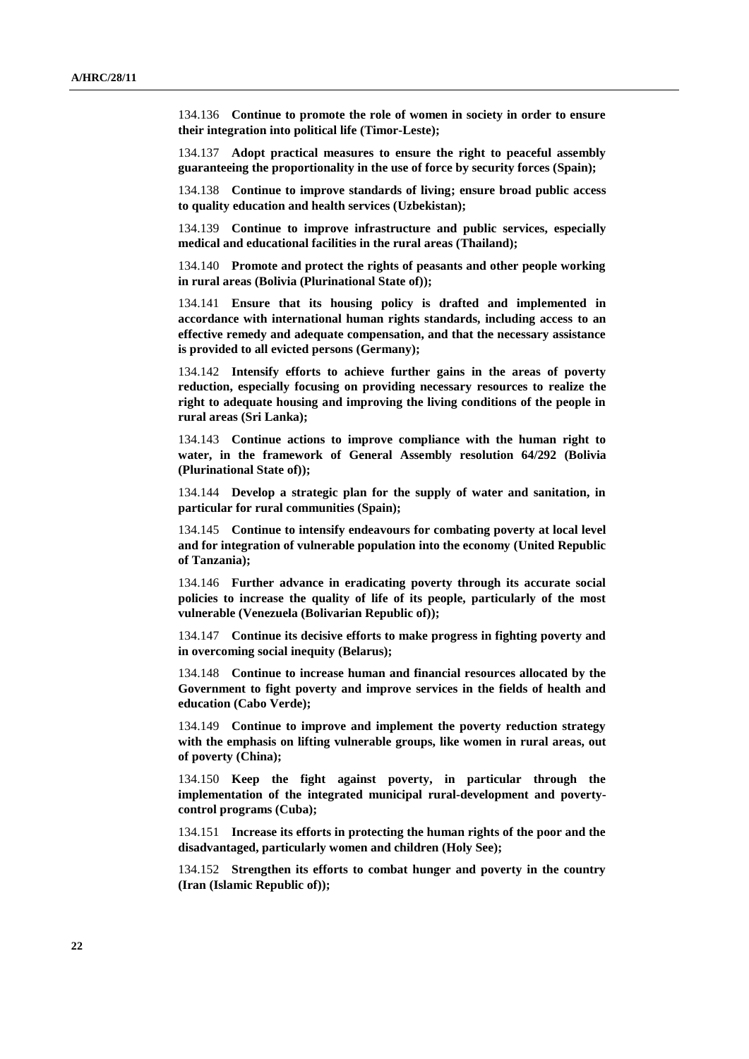134.136 **Continue to promote the role of women in society in order to ensure their integration into political life (Timor-Leste);**

134.137 **Adopt practical measures to ensure the right to peaceful assembly guaranteeing the proportionality in the use of force by security forces (Spain);**

134.138 **Continue to improve standards of living; ensure broad public access to quality education and health services (Uzbekistan);**

134.139 **Continue to improve infrastructure and public services, especially medical and educational facilities in the rural areas (Thailand);**

134.140 **Promote and protect the rights of peasants and other people working in rural areas (Bolivia (Plurinational State of));**

134.141 **Ensure that its housing policy is drafted and implemented in accordance with international human rights standards, including access to an effective remedy and adequate compensation, and that the necessary assistance is provided to all evicted persons (Germany);**

134.142 **Intensify efforts to achieve further gains in the areas of poverty reduction, especially focusing on providing necessary resources to realize the right to adequate housing and improving the living conditions of the people in rural areas (Sri Lanka);**

134.143 **Continue actions to improve compliance with the human right to water, in the framework of General Assembly resolution 64/292 (Bolivia (Plurinational State of));**

134.144 **Develop a strategic plan for the supply of water and sanitation, in particular for rural communities (Spain);**

134.145 **Continue to intensify endeavours for combating poverty at local level and for integration of vulnerable population into the economy (United Republic of Tanzania);**

134.146 **Further advance in eradicating poverty through its accurate social policies to increase the quality of life of its people, particularly of the most vulnerable (Venezuela (Bolivarian Republic of));**

134.147 **Continue its decisive efforts to make progress in fighting poverty and in overcoming social inequity (Belarus);**

134.148 **Continue to increase human and financial resources allocated by the Government to fight poverty and improve services in the fields of health and education (Cabo Verde);**

134.149 **Continue to improve and implement the poverty reduction strategy with the emphasis on lifting vulnerable groups, like women in rural areas, out of poverty (China);**

134.150 **Keep the fight against poverty, in particular through the implementation of the integrated municipal rural-development and poverty-control programs (Cuba);**

134.151 **Increase its efforts in protecting the human rights of the poor and the disadvantaged, particularly women and children (Holy See);**

134.152 **Strengthen its efforts to combat hunger and poverty in the country (Iran (Islamic Republic of));**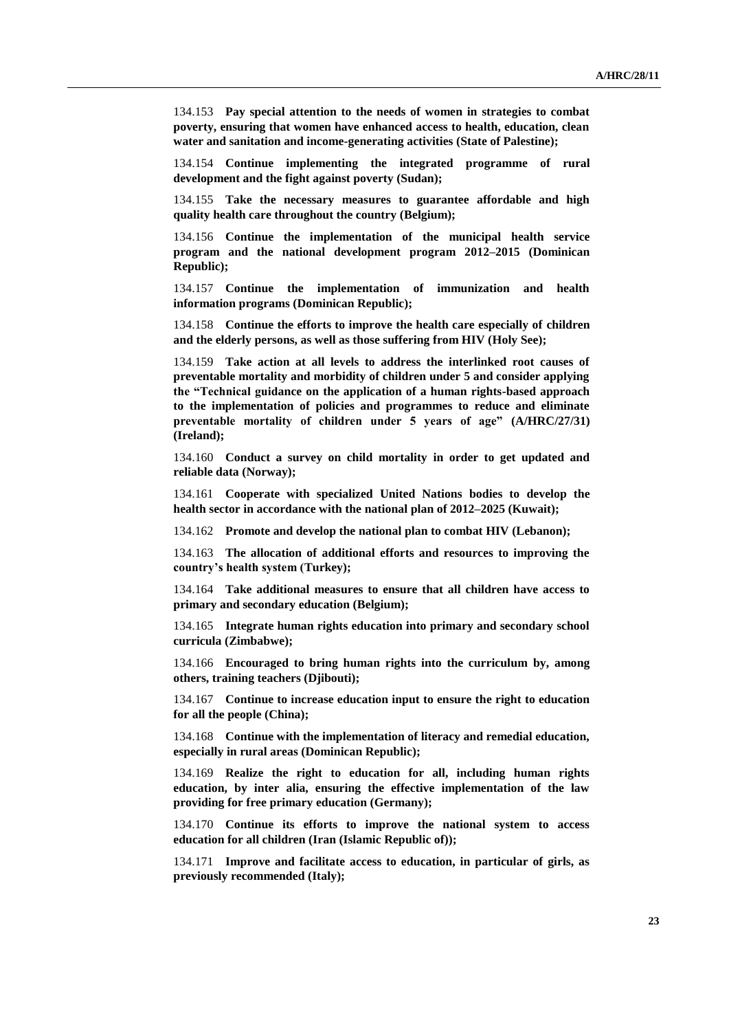134.153 **Pay special attention to the needs of women in strategies to combat poverty, ensuring that women have enhanced access to health, education, clean water and sanitation and income-generating activities (State of Palestine);**

134.154 **Continue implementing the integrated programme of rural development and the fight against poverty (Sudan);**

134.155 **Take the necessary measures to guarantee affordable and high quality health care throughout the country (Belgium);**

134.156 **Continue the implementation of the municipal health service program and the national development program 2012–2015 (Dominican Republic);**

134.157 **Continue the implementation of immunization and health information programs (Dominican Republic);**

134.158 **Continue the efforts to improve the health care especially of children and the elderly persons, as well as those suffering from HIV (Holy See);**

134.159 **Take action at all levels to address the interlinked root causes of preventable mortality and morbidity of children under 5 and consider applying the "Technical guidance on the application of a human rights-based approach to the implementation of policies and programmes to reduce and eliminate preventable mortality of children under 5 years of age" (A/HRC/27/31) (Ireland);**

134.160 **Conduct a survey on child mortality in order to get updated and reliable data (Norway);**

134.161 **Cooperate with specialized United Nations bodies to develop the health sector in accordance with the national plan of 2012–2025 (Kuwait);**

134.162 **Promote and develop the national plan to combat HIV (Lebanon);**

134.163 **The allocation of additional efforts and resources to improving the country's health system (Turkey);**

134.164 **Take additional measures to ensure that all children have access to primary and secondary education (Belgium);**

134.165 **Integrate human rights education into primary and secondary school curricula (Zimbabwe);**

134.166 **Encouraged to bring human rights into the curriculum by, among others, training teachers (Djibouti);**

134.167 **Continue to increase education input to ensure the right to education for all the people (China);**

134.168 **Continue with the implementation of literacy and remedial education, especially in rural areas (Dominican Republic);**

134.169 **Realize the right to education for all, including human rights education, by inter alia, ensuring the effective implementation of the law providing for free primary education (Germany);**

134.170 **Continue its efforts to improve the national system to access education for all children (Iran (Islamic Republic of));**

134.171 **Improve and facilitate access to education, in particular of girls, as previously recommended (Italy);**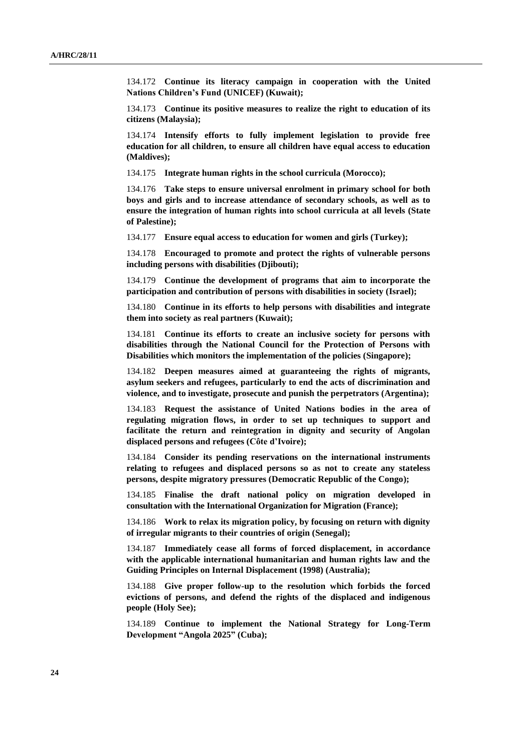134.172 **Continue its literacy campaign in cooperation with the United Nations Children's Fund (UNICEF) (Kuwait);**

134.173 **Continue its positive measures to realize the right to education of its citizens (Malaysia);**

134.174 **Intensify efforts to fully implement legislation to provide free education for all children, to ensure all children have equal access to education (Maldives);**

134.175 **Integrate human rights in the school curricula (Morocco);**

134.176 **Take steps to ensure universal enrolment in primary school for both boys and girls and to increase attendance of secondary schools, as well as to ensure the integration of human rights into school curricula at all levels (State of Palestine);**

134.177 **Ensure equal access to education for women and girls (Turkey);**

134.178 **Encouraged to promote and protect the rights of vulnerable persons including persons with disabilities (Djibouti);**

134.179 **Continue the development of programs that aim to incorporate the participation and contribution of persons with disabilities in society (Israel);**

134.180 **Continue in its efforts to help persons with disabilities and integrate them into society as real partners (Kuwait);**

134.181 **Continue its efforts to create an inclusive society for persons with disabilities through the National Council for the Protection of Persons with Disabilities which monitors the implementation of the policies (Singapore);**

134.182 **Deepen measures aimed at guaranteeing the rights of migrants, asylum seekers and refugees, particularly to end the acts of discrimination and violence, and to investigate, prosecute and punish the perpetrators (Argentina);**

134.183 **Request the assistance of United Nations bodies in the area of regulating migration flows, in order to set up techniques to support and facilitate the return and reintegration in dignity and security of Angolan displaced persons and refugees (Côte d'Ivoire);**

134.184 **Consider its pending reservations on the international instruments relating to refugees and displaced persons so as not to create any stateless persons, despite migratory pressures (Democratic Republic of the Congo);**

134.185 **Finalise the draft national policy on migration developed in consultation with the International Organization for Migration (France);**

134.186 **Work to relax its migration policy, by focusing on return with dignity of irregular migrants to their countries of origin (Senegal);**

134.187 **Immediately cease all forms of forced displacement, in accordance with the applicable international humanitarian and human rights law and the Guiding Principles on Internal Displacement (1998) (Australia);**

134.188 **Give proper follow-up to the resolution which forbids the forced evictions of persons, and defend the rights of the displaced and indigenous people (Holy See);**

134.189 **Continue to implement the National Strategy for Long-Term Development "Angola 2025" (Cuba);**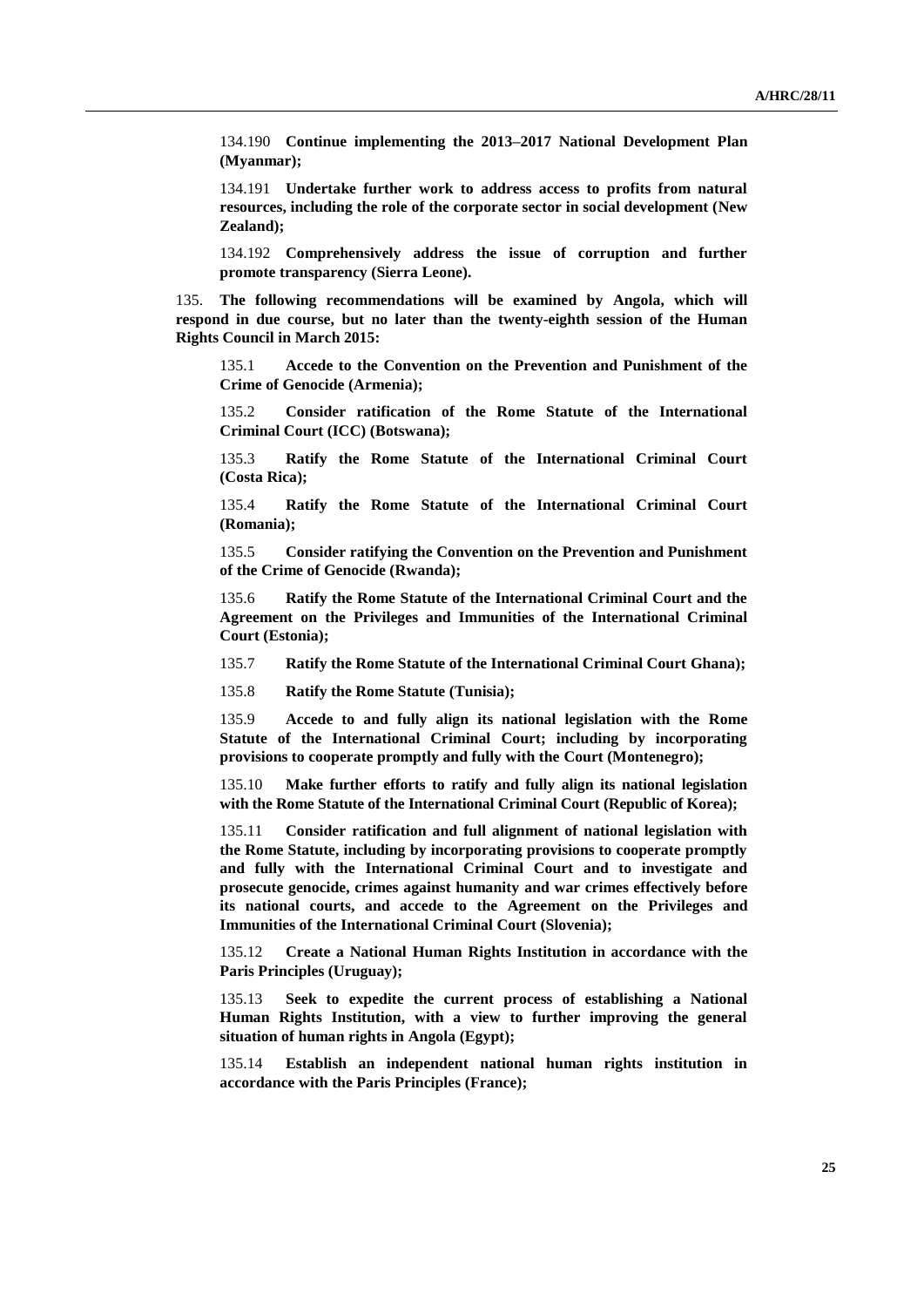134.190 **Continue implementing the 2013–2017 National Development Plan (Myanmar);**

134.191 **Undertake further work to address access to profits from natural resources, including the role of the corporate sector in social development (New Zealand);**

134.192 **Comprehensively address the issue of corruption and further promote transparency (Sierra Leone).**

135. **The following recommendations will be examined by Angola, which will respond in due course, but no later than the twenty-eighth session of the Human Rights Council in March 2015:**

135.1 **Accede to the Convention on the Prevention and Punishment of the Crime of Genocide (Armenia);**

135.2 **Consider ratification of the Rome Statute of the International Criminal Court (ICC) (Botswana);**

135.3 **Ratify the Rome Statute of the International Criminal Court (Costa Rica);**

135.4 **Ratify the Rome Statute of the International Criminal Court (Romania);**

135.5 **Consider ratifying the Convention on the Prevention and Punishment of the Crime of Genocide (Rwanda);**

135.6 **Ratify the Rome Statute of the International Criminal Court and the Agreement on the Privileges and Immunities of the International Criminal Court (Estonia);**

135.7 **Ratify the Rome Statute of the International Criminal Court Ghana);**

135.8 **Ratify the Rome Statute (Tunisia);**

135.9 **Accede to and fully align its national legislation with the Rome Statute of the International Criminal Court; including by incorporating provisions to cooperate promptly and fully with the Court (Montenegro);**

135.10 **Make further efforts to ratify and fully align its national legislation with the Rome Statute of the International Criminal Court (Republic of Korea);**

135.11 **Consider ratification and full alignment of national legislation with the Rome Statute, including by incorporating provisions to cooperate promptly and fully with the International Criminal Court and to investigate and prosecute genocide, crimes against humanity and war crimes effectively before its national courts, and accede to the Agreement on the Privileges and Immunities of the International Criminal Court (Slovenia);**

135.12 **Create a National Human Rights Institution in accordance with the Paris Principles (Uruguay);**

135.13 **Seek to expedite the current process of establishing a National Human Rights Institution, with a view to further improving the general situation of human rights in Angola (Egypt);**

135.14 **Establish an independent national human rights institution in accordance with the Paris Principles (France);**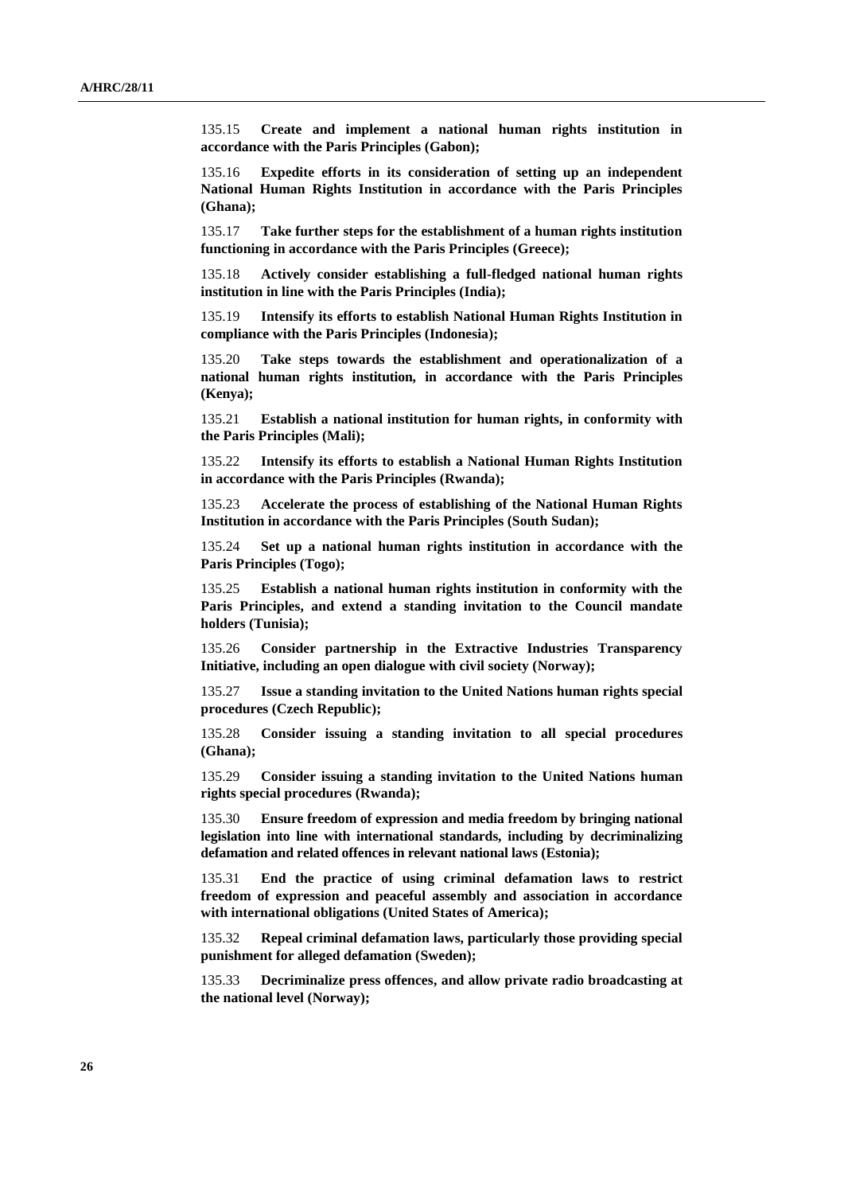135.15 **Create and implement a national human rights institution in accordance with the Paris Principles (Gabon);**

135.16 **Expedite efforts in its consideration of setting up an independent National Human Rights Institution in accordance with the Paris Principles (Ghana);**

135.17 **Take further steps for the establishment of a human rights institution functioning in accordance with the Paris Principles (Greece);**

135.18 **Actively consider establishing a full-fledged national human rights institution in line with the Paris Principles (India);**

135.19 **Intensify its efforts to establish National Human Rights Institution in compliance with the Paris Principles (Indonesia);**

135.20 **Take steps towards the establishment and operationalization of a national human rights institution, in accordance with the Paris Principles (Kenya);**

135.21 **Establish a national institution for human rights, in conformity with the Paris Principles (Mali);**

135.22 **Intensify its efforts to establish a National Human Rights Institution in accordance with the Paris Principles (Rwanda);**

135.23 **Accelerate the process of establishing of the National Human Rights Institution in accordance with the Paris Principles (South Sudan);**

135.24 **Set up a national human rights institution in accordance with the Paris Principles (Togo);**

135.25 **Establish a national human rights institution in conformity with the Paris Principles, and extend a standing invitation to the Council mandate holders (Tunisia);**

135.26 **Consider partnership in the Extractive Industries Transparency Initiative, including an open dialogue with civil society (Norway);**

135.27 **Issue a standing invitation to the United Nations human rights special procedures (Czech Republic);**

135.28 **Consider issuing a standing invitation to all special procedures (Ghana);**

135.29 **Consider issuing a standing invitation to the United Nations human rights special procedures (Rwanda);**

135.30 **Ensure freedom of expression and media freedom by bringing national legislation into line with international standards, including by decriminalizing defamation and related offences in relevant national laws (Estonia);**

135.31 **End the practice of using criminal defamation laws to restrict freedom of expression and peaceful assembly and association in accordance with international obligations (United States of America);**

135.32 **Repeal criminal defamation laws, particularly those providing special punishment for alleged defamation (Sweden);**

135.33 **Decriminalize press offences, and allow private radio broadcasting at the national level (Norway);**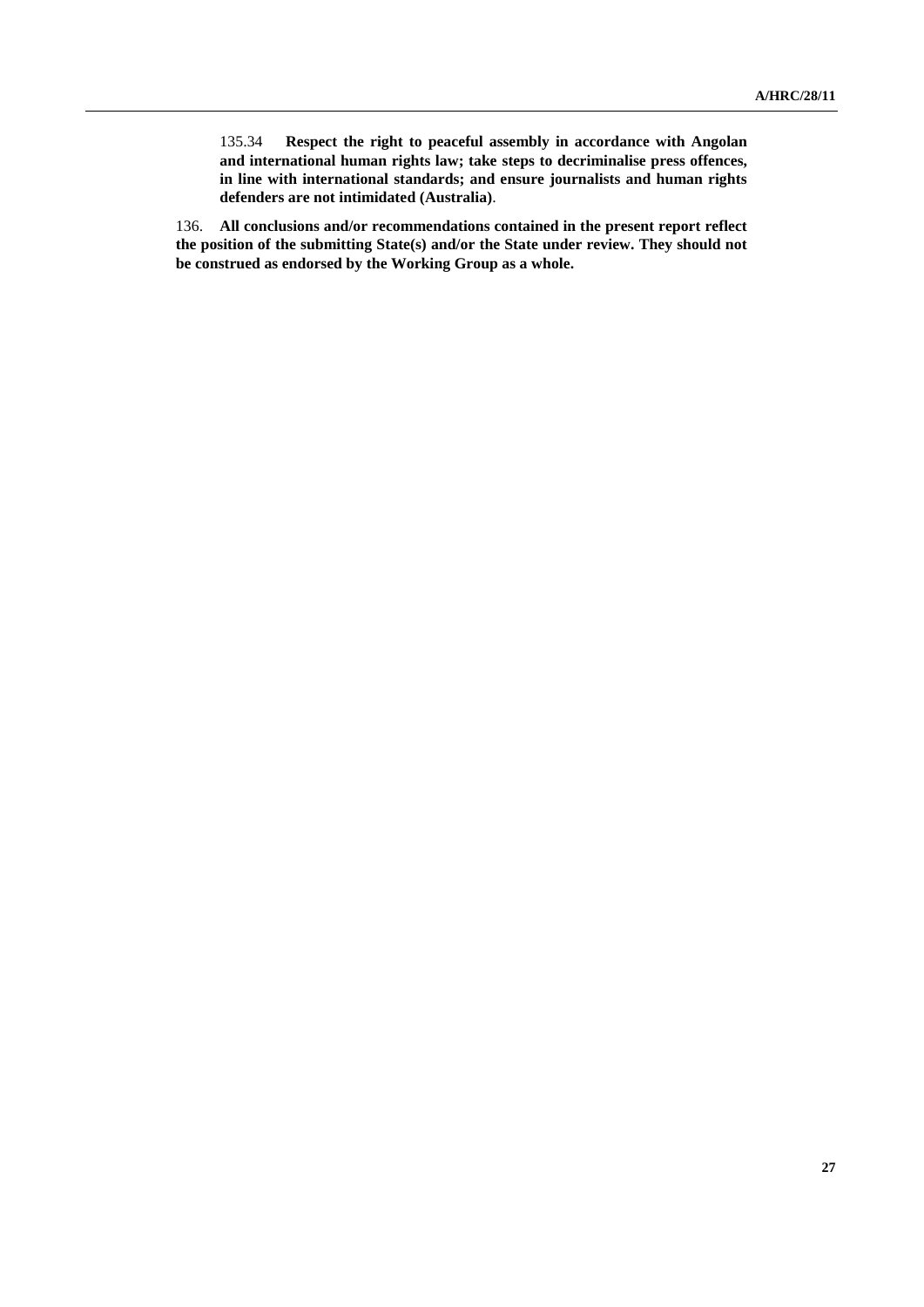135.34 **Respect the right to peaceful assembly in accordance with Angolan and international human rights law; take steps to decriminalise press offences, in line with international standards; and ensure journalists and human rights defenders are not intimidated (Australia)**.

136. **All conclusions and/or recommendations contained in the present report reflect the position of the submitting State(s) and/or the State under review. They should not be construed as endorsed by the Working Group as a whole.**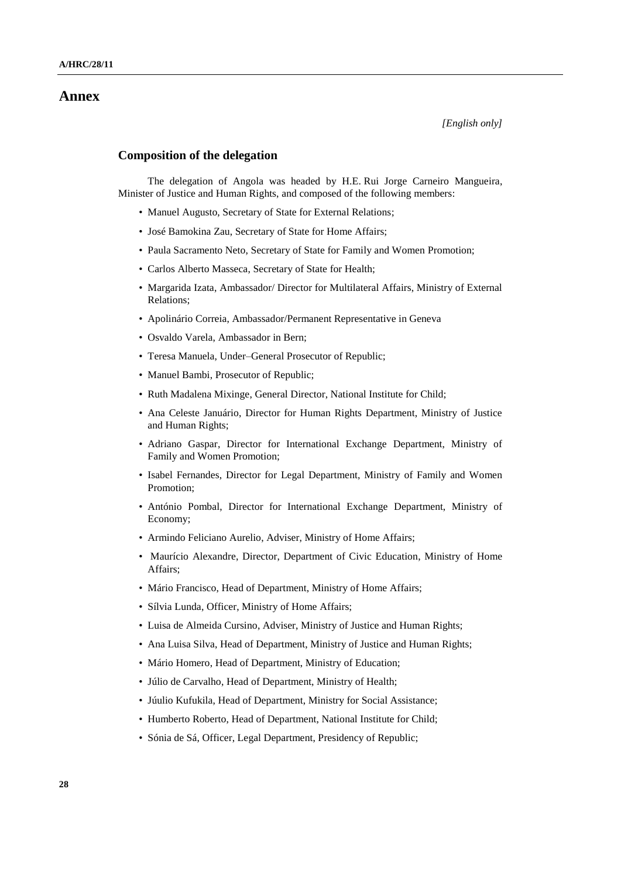# Annex

*[English only]*

## Composition of the delegation

The delegation of Angola was headed by H.E. Rui Jorge Carneiro Mangueira, Minister of Justice and Human Rights, and composed of the following members:

- Manuel Augusto, Secretary of State for External Relations;
- José Bamokina Zau, Secretary of State for Home Affairs;
- Paula Sacramento Neto, Secretary of State for Family and Women Promotion;
- Carlos Alberto Masseca, Secretary of State for Health;
- Margarida Izata, Ambassador/ Director for Multilateral Affairs, Ministry of External Relations;
- Apolinário Correia, Ambassador/Permanent Representative in Geneva
- Osvaldo Varela, Ambassador in Bern;
- Teresa Manuela, Under–General Prosecutor of Republic;
- Manuel Bambi, Prosecutor of Republic;
- Ruth Madalena Mixinge, General Director, National Institute for Child;
- Ana Celeste Januário, Director for Human Rights Department, Ministry of Justice and Human Rights;
- Adriano Gaspar, Director for International Exchange Department, Ministry of Family and Women Promotion;
- Isabel Fernandes, Director for Legal Department, Ministry of Family and Women Promotion;
- António Pombal, Director for International Exchange Department, Ministry of Economy;
- Armindo Feliciano Aurelio, Adviser, Ministry of Home Affairs;
- Maurício Alexandre, Director, Department of Civic Education, Ministry of Home Affairs;
- Mário Francisco, Head of Department, Ministry of Home Affairs;
- Sílvia Lunda, Officer, Ministry of Home Affairs;
- Luisa de Almeida Cursino, Adviser, Ministry of Justice and Human Rights;
- Ana Luisa Silva, Head of Department, Ministry of Justice and Human Rights;
- Mário Homero, Head of Department, Ministry of Education;
- Júlio de Carvalho, Head of Department, Ministry of Health;
- Júulio Kufukila, Head of Department, Ministry for Social Assistance;
- Humberto Roberto, Head of Department, National Institute for Child;
- Sónia de Sá, Officer, Legal Department, Presidency of Republic;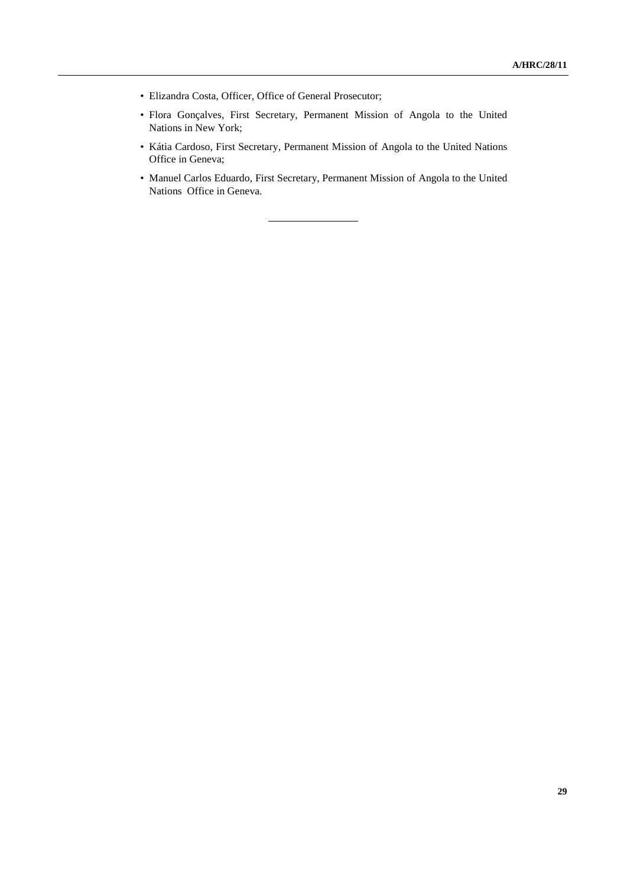- Elizandra Costa, Officer, Office of General Prosecutor;
- Flora Gonçalves, First Secretary, Permanent Mission of Angola to the United Nations in New York;
- Kátia Cardoso, First Secretary, Permanent Mission of Angola to the United Nations Office in Geneva;
- Manuel Carlos Eduardo, First Secretary, Permanent Mission of Angola to the United Nations Office in Geneva.